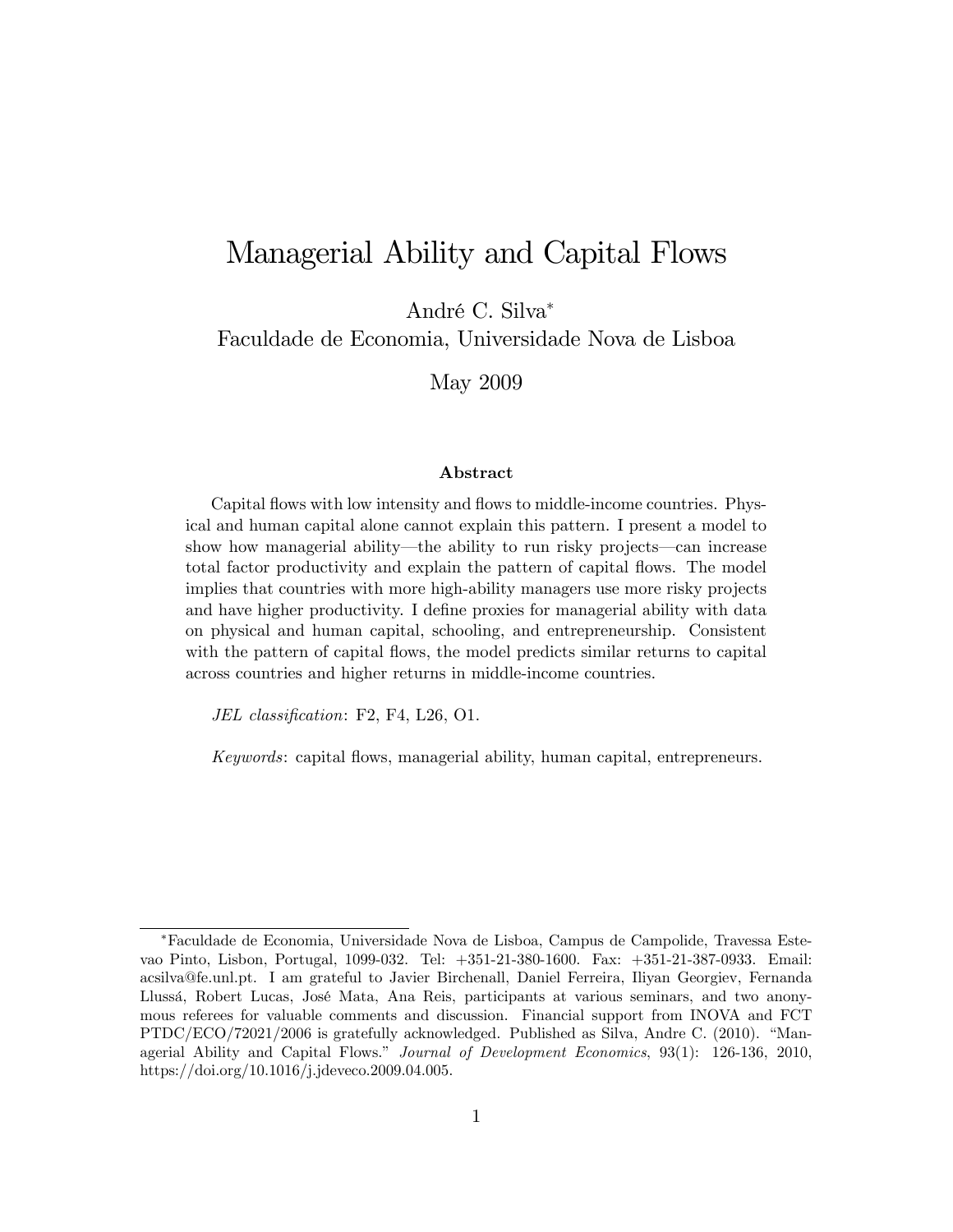# Managerial Ability and Capital Flows

André C. Silva[*]

Faculdade de Economia, Universidade Nova de Lisboa

May 2009

### Abstract

Capital flows with low intensity and flows to middle-income countries. Physical and human capital alone cannot explain this pattern. I present a model to show how managerial ability—the ability to run risky projects—can increase total factor productivity and explain the pattern of capital flows. The model implies that countries with more high-ability managers use more risky projects and have higher productivity. I define proxies for managerial ability with data on physical and human capital, schooling, and entrepreneurship. Consistent with the pattern of capital flows, the model predicts similar returns to capital across countries and higher returns in middle-income countries.

*JEL classification*: F2, F4, L26, O1.

*Keywords*: capital flows, managerial ability, human capital, entrepreneurs.

---

[*] Faculdade de Economia, Universidade Nova de Lisboa, Campus de Campolide, Travessa Estevao Pinto, Lisbon, Portugal, 1099-032. Tel: +351-21-380-1600. Fax: +351-21-387-0933. Email: acsilva@fe.unl.pt. I am grateful to Javier Birchenall, Daniel Ferreira, Iliyan Georgiev, Fernanda Llussá, Robert Lucas, José Mata, Ana Reis, participants at various seminars, and two anonymous referees for valuable comments and discussion. Financial support from INOVA and FCT PTDC/ECO/72021/2006 is gratefully acknowledged. Published as Silva, Andre C. (2010). "Managerial Ability and Capital Flows." *Journal of Development Economics*, 93(1): 126-136, 2010, https://doi.org/10.1016/j.jdeveco.2009.04.005.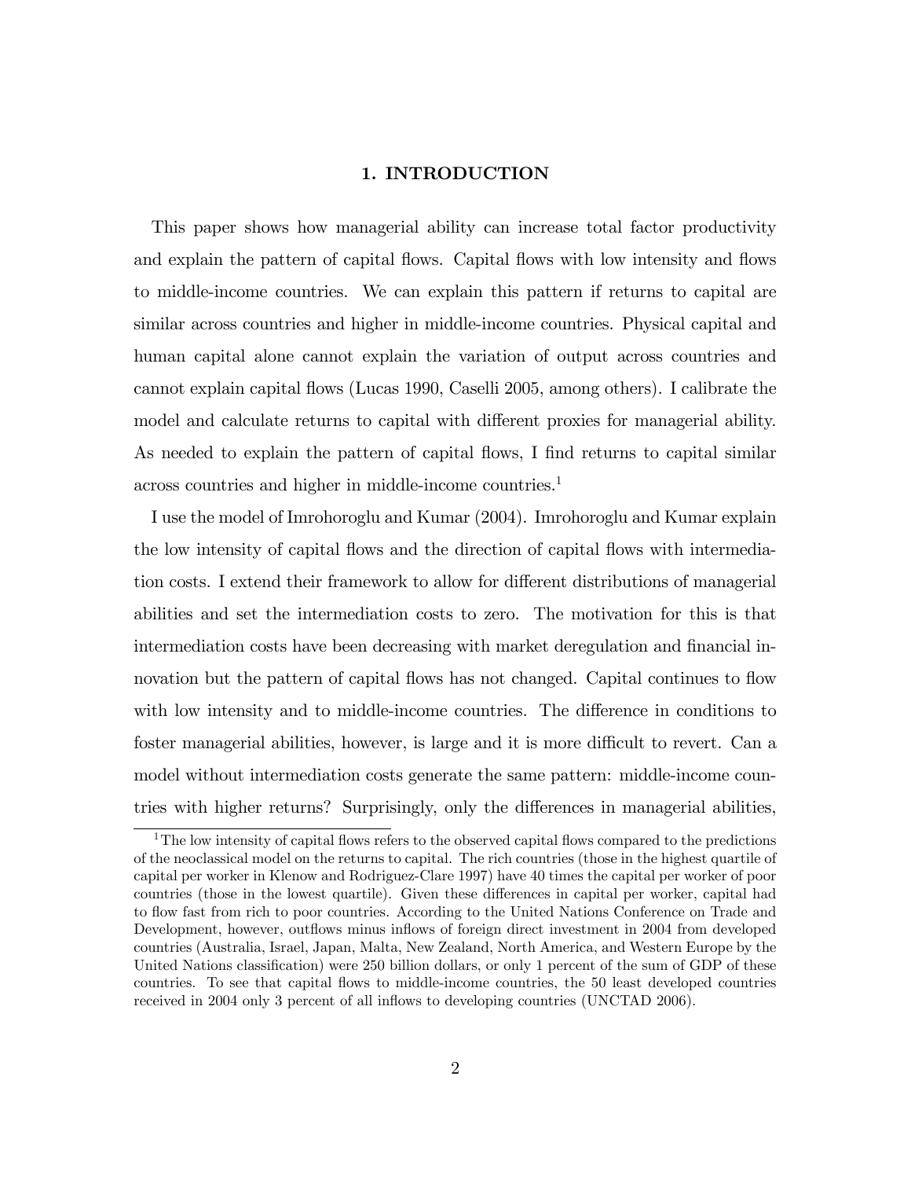# 1. INTRODUCTION

This paper shows how managerial ability can increase total factor productivity and explain the pattern of capital flows. Capital flows with low intensity and flows to middle-income countries. We can explain this pattern if returns to capital are similar across countries and higher in middle-income countries. Physical capital and human capital alone cannot explain the variation of output across countries and cannot explain capital flows (Lucas 1990, Caselli 2005, among others). I calibrate the model and calculate returns to capital with different proxies for managerial ability. As needed to explain the pattern of capital flows, I find returns to capital similar across countries and higher in middle-income countries.[1]

I use the model of Imrohoroglu and Kumar (2004). Imrohoroglu and Kumar explain the low intensity of capital flows and the direction of capital flows with intermediation costs. I extend their framework to allow for different distributions of managerial abilities and set the intermediation costs to zero. The motivation for this is that intermediation costs have been decreasing with market deregulation and financial innovation but the pattern of capital flows has not changed. Capital continues to flow with low intensity and to middle-income countries. The difference in conditions to foster managerial abilities, however, is large and it is more difficult to revert. Can a model without intermediation costs generate the same pattern: middle-income countries with higher returns? Surprisingly, only the differences in managerial abilities,

[1] The low intensity of capital flows refers to the observed capital flows compared to the predictions of the neoclassical model on the returns to capital. The rich countries (those in the highest quartile of capital per worker in Klenow and Rodriguez-Clare 1997) have 40 times the capital per worker of poor countries (those in the lowest quartile). Given these differences in capital per worker, capital had to flow fast from rich to poor countries. According to the United Nations Conference on Trade and Development, however, outflows minus inflows of foreign direct investment in 2004 from developed countries (Australia, Israel, Japan, Malta, New Zealand, North America, and Western Europe by the United Nations classification) were 250 billion dollars, or only 1 percent of the sum of GDP of these countries. To see that capital flows to middle-income countries, the 50 least developed countries received in 2004 only 3 percent of all inflows to developing countries (UNCTAD 2006).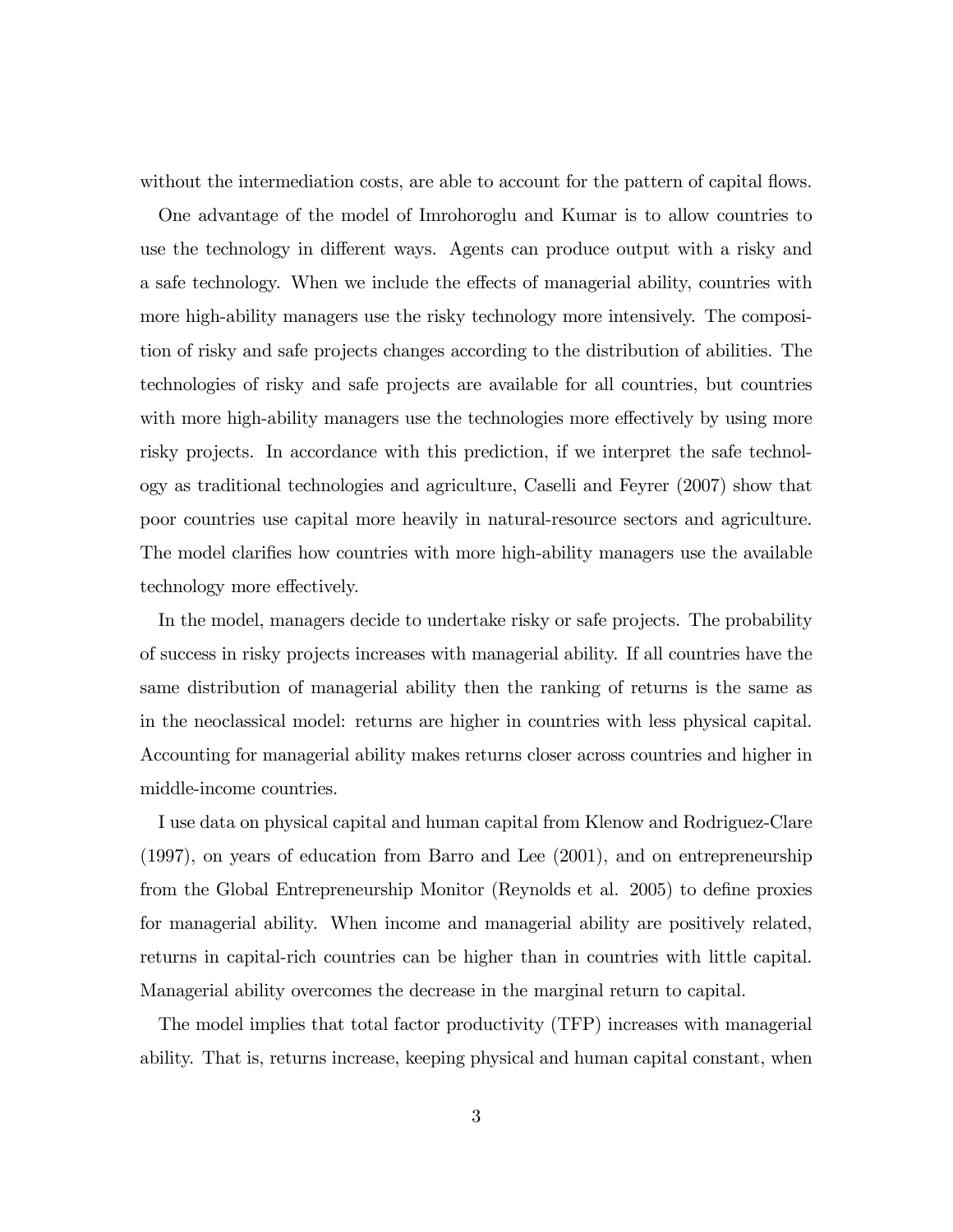without the intermediation costs, are able to account for the pattern of capital flows.

One advantage of the model of Imrohoroglu and Kumar is to allow countries to use the technology in different ways. Agents can produce output with a risky and a safe technology. When we include the effects of managerial ability, countries with more high-ability managers use the risky technology more intensively. The composition of risky and safe projects changes according to the distribution of abilities. The technologies of risky and safe projects are available for all countries, but countries with more high-ability managers use the technologies more effectively by using more risky projects. In accordance with this prediction, if we interpret the safe technology as traditional technologies and agriculture, Caselli and Feyrer (2007) show that poor countries use capital more heavily in natural-resource sectors and agriculture. The model clarifies how countries with more high-ability managers use the available technology more effectively.

In the model, managers decide to undertake risky or safe projects. The probability of success in risky projects increases with managerial ability. If all countries have the same distribution of managerial ability then the ranking of returns is the same as in the neoclassical model: returns are higher in countries with less physical capital. Accounting for managerial ability makes returns closer across countries and higher in middle-income countries.

I use data on physical capital and human capital from Klenow and Rodriguez-Clare (1997), on years of education from Barro and Lee (2001), and on entrepreneurship from the Global Entrepreneurship Monitor (Reynolds et al. 2005) to define proxies for managerial ability. When income and managerial ability are positively related, returns in capital-rich countries can be higher than in countries with little capital. Managerial ability overcomes the decrease in the marginal return to capital.

The model implies that total factor productivity (TFP) increases with managerial ability. That is, returns increase, keeping physical and human capital constant, when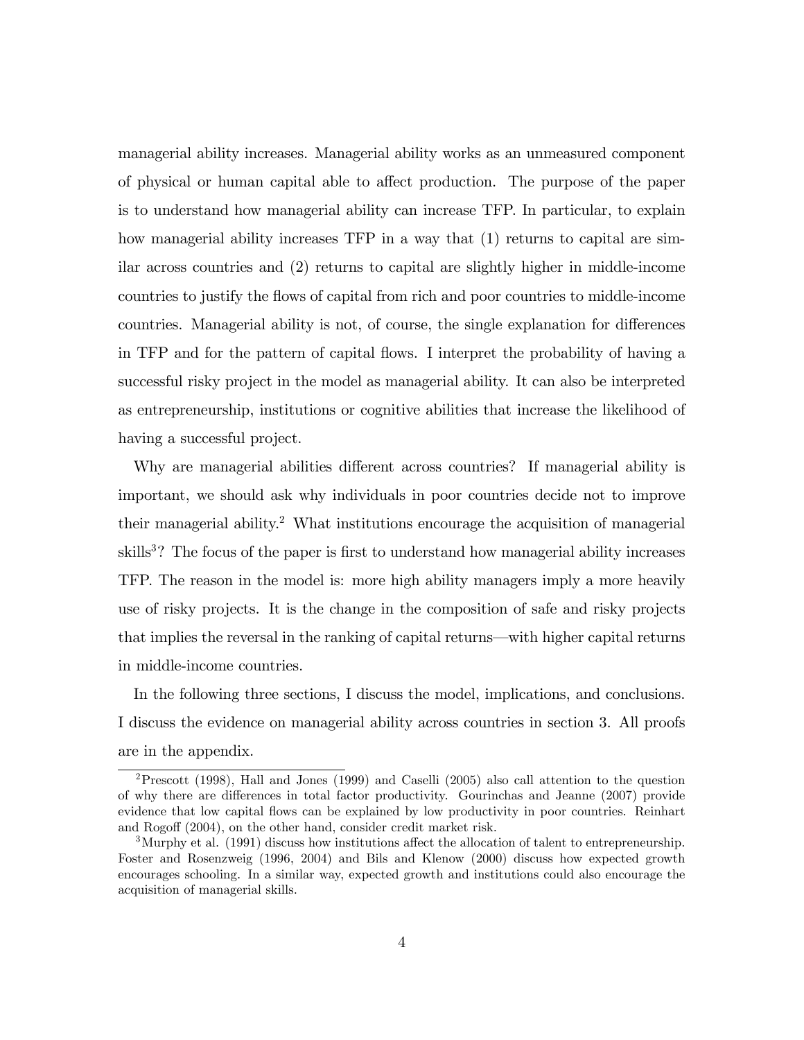managerial ability increases. Managerial ability works as an unmeasured component of physical or human capital able to affect production. The purpose of the paper is to understand how managerial ability can increase TFP. In particular, to explain how managerial ability increases TFP in a way that (1) returns to capital are similar across countries and (2) returns to capital are slightly higher in middle-income countries to justify the flows of capital from rich and poor countries to middle-income countries. Managerial ability is not, of course, the single explanation for differences in TFP and for the pattern of capital flows. I interpret the probability of having a successful risky project in the model as managerial ability. It can also be interpreted as entrepreneurship, institutions or cognitive abilities that increase the likelihood of having a successful project.

Why are managerial abilities different across countries? If managerial ability is important, we should ask why individuals in poor countries decide not to improve their managerial ability.[2] What institutions encourage the acquisition of managerial skills[3]? The focus of the paper is first to understand how managerial ability increases TFP. The reason in the model is: more high ability managers imply a more heavily use of risky projects. It is the change in the composition of safe and risky projects that implies the reversal in the ranking of capital returns—with higher capital returns in middle-income countries.

In the following three sections, I discuss the model, implications, and conclusions. I discuss the evidence on managerial ability across countries in section 3. All proofs are in the appendix.

[2] Prescott (1998), Hall and Jones (1999) and Caselli (2005) also call attention to the question of why there are differences in total factor productivity. Gourinchas and Jeanne (2007) provide evidence that low capital flows can be explained by low productivity in poor countries. Reinhart and Rogoff (2004), on the other hand, consider credit market risk.

[3] Murphy et al. (1991) discuss how institutions affect the allocation of talent to entrepreneurship. Foster and Rosenzweig (1996, 2004) and Bils and Klenow (2000) discuss how expected growth encourages schooling. In a similar way, expected growth and institutions could also encourage the acquisition of managerial skills.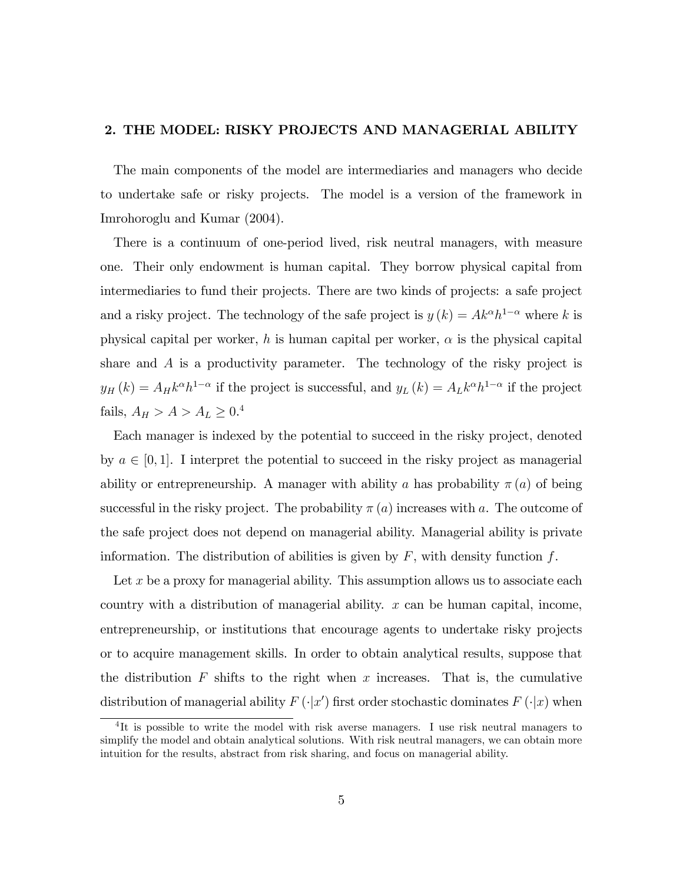## 2. THE MODEL: RISKY PROJECTS AND MANAGERIAL ABILITY

The main components of the model are intermediaries and managers who decide to undertake safe or risky projects. The model is a version of the framework in Imrohoroglu and Kumar (2004).

There is a continuum of one-period lived, risk neutral managers, with measure one. Their only endowment is human capital. They borrow physical capital from intermediaries to fund their projects. There are two kinds of projects: a safe project and a risky project. The technology of the safe project is $y(k) = Ak^{\alpha}h^{1-\alpha}$ where $k$ is physical capital per worker, $h$ is human capital per worker, $\alpha$ is the physical capital share and $A$ is a productivity parameter. The technology of the risky project is $y_H(k) = A_H k^{\alpha}h^{1-\alpha}$ if the project is successful, and $y_L(k) = A_L k^{\alpha}h^{1-\alpha}$ if the project fails, $A_H > A > A_L \geq 0$.[4]

Each manager is indexed by the potential to succeed in the risky project, denoted by $a \in [0,1]$. I interpret the potential to succeed in the risky project as managerial ability or entrepreneurship. A manager with ability $a$ has probability $\pi(a)$ of being successful in the risky project. The probability $\pi(a)$ increases with $a$. The outcome of the safe project does not depend on managerial ability. Managerial ability is private information. The distribution of abilities is given by $F$, with density function $f$.

Let $x$ be a proxy for managerial ability. This assumption allows us to associate each country with a distribution of managerial ability. $x$ can be human capital, income, entrepreneurship, or institutions that encourage agents to undertake risky projects or to acquire management skills. In order to obtain analytical results, suppose that the distribution $F$ shifts to the right when $x$ increases. That is, the cumulative distribution of managerial ability $F(\cdot|x')$ first order stochastic dominates $F(\cdot|x)$ when

[4] It is possible to write the model with risk averse managers. I use risk neutral managers to simplify the model and obtain analytical solutions. With risk neutral managers, we can obtain more intuition for the results, abstract from risk sharing, and focus on managerial ability.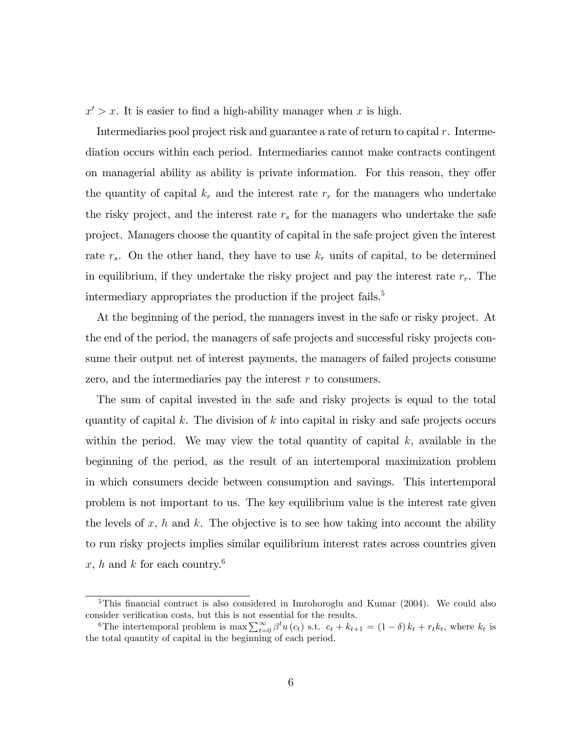$x' > x$. It is easier to find a high-ability manager when $x$ is high.

Intermediaries pool project risk and guarantee a rate of return to capital $r$. Intermediation occurs within each period. Intermediaries cannot make contracts contingent on managerial ability as ability is private information. For this reason, they offer the quantity of capital $k_r$ and the interest rate $r_r$ for the managers who undertake the risky project, and the interest rate $r_s$ for the managers who undertake the safe project. Managers choose the quantity of capital in the safe project given the interest rate $r_s$. On the other hand, they have to use $k_r$ units of capital, to be determined in equilibrium, if they undertake the risky project and pay the interest rate $r_r$. The intermediary appropriates the production if the project fails.[5]

At the beginning of the period, the managers invest in the safe or risky project. At the end of the period, the managers of safe projects and successful risky projects consume their output net of interest payments, the managers of failed projects consume zero, and the intermediaries pay the interest $r$ to consumers.

The sum of capital invested in the safe and risky projects is equal to the total quantity of capital $k$. The division of $k$ into capital in risky and safe projects occurs within the period. We may view the total quantity of capital $k$, available in the beginning of the period, as the result of an intertemporal maximization problem in which consumers decide between consumption and savings. This intertemporal problem is not important to us. The key equilibrium value is the interest rate given the levels of $x$, $h$ and $k$. The objective is to see how taking into account the ability to run risky projects implies similar equilibrium interest rates across countries given $x$, $h$ and $k$ for each country.[6]

---

[5] This financial contract is also considered in Imrohoroglu and Kumar (2004). We could also consider verification costs, but this is not essential for the results.

[6] The intertemporal problem is $\max \sum_{t=0}^{\infty} \beta^t u(c_t)$ s.t. $c_t + k_{t+1} = (1-\delta) k_t + r_t k_t$, where $k_t$ is the total quantity of capital in the beginning of each period.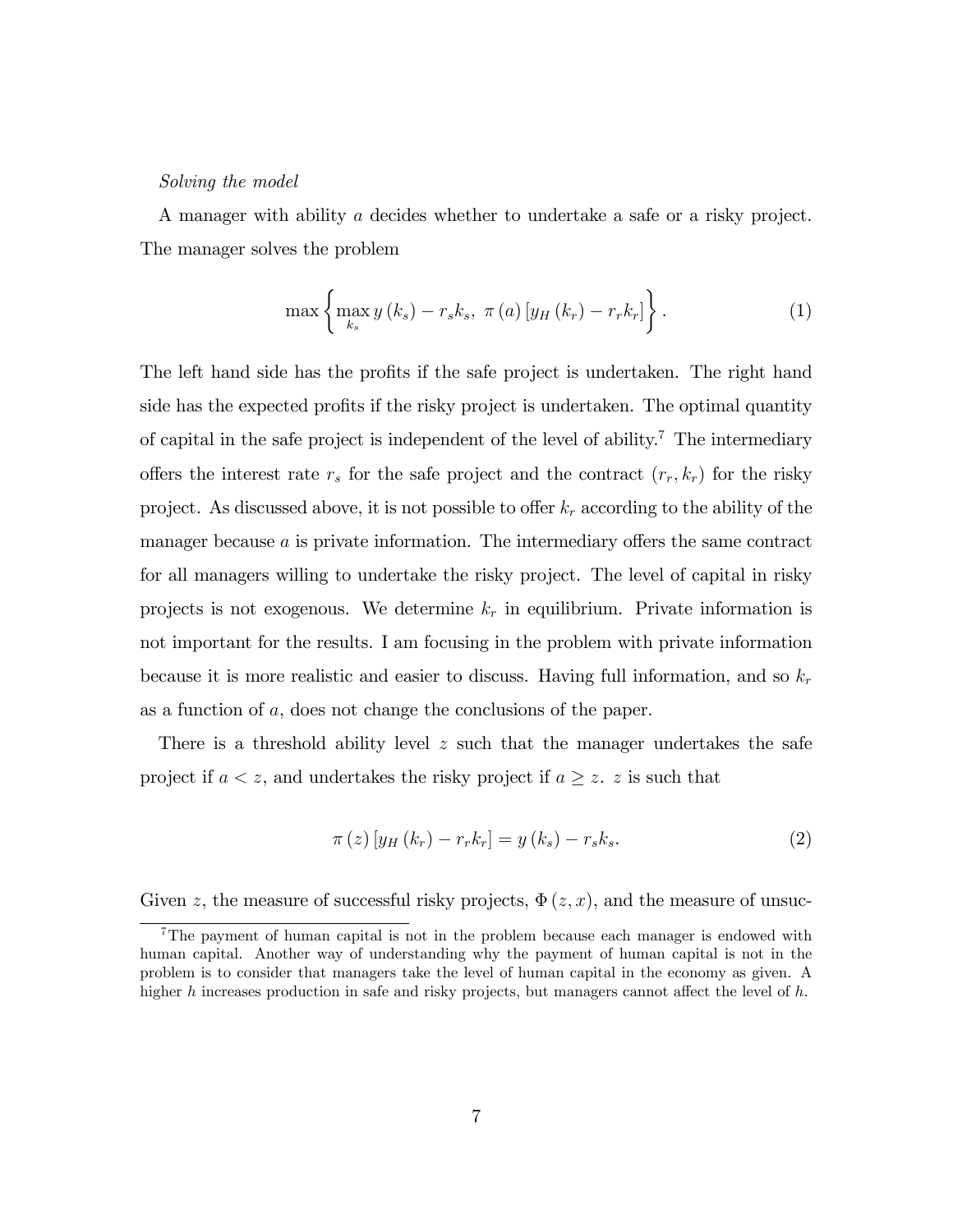*Solving the model*

A manager with ability $a$ decides whether to undertake a safe or a risky project. The manager solves the problem

$$\max\left\{\max_{k_s} y\left(k_s\right)-r_s k_s,\ \pi\left(a\right)\left[y_H\left(k_r\right)-r_r k_r\right]\right\}. \tag{1}$$

The left hand side has the profits if the safe project is undertaken. The right hand side has the expected profits if the risky project is undertaken. The optimal quantity of capital in the safe project is independent of the level of ability.[7] The intermediary offers the interest rate $r_s$ for the safe project and the contract $(r_r, k_r)$ for the risky project. As discussed above, it is not possible to offer $k_r$ according to the ability of the manager because $a$ is private information. The intermediary offers the same contract for all managers willing to undertake the risky project. The level of capital in risky projects is not exogenous. We determine $k_r$ in equilibrium. Private information is not important for the results. I am focusing in the problem with private information because it is more realistic and easier to discuss. Having full information, and so $k_r$ as a function of $a$, does not change the conclusions of the paper.

There is a threshold ability level $z$ such that the manager undertakes the safe project if $a < z$, and undertakes the risky project if $a \geq z$. $z$ is such that

$$\pi\left(z\right)\left[y_H\left(k_r\right)-r_r k_r\right]=y\left(k_s\right)-r_s k_s. \tag{2}$$

Given $z$, the measure of successful risky projects, $\Phi\left(z,x\right)$, and the measure of unsuc-

[7] The payment of human capital is not in the problem because each manager is endowed with human capital. Another way of understanding why the payment of human capital is not in the problem is to consider that managers take the level of human capital in the economy as given. A higher $h$ increases production in safe and risky projects, but managers cannot affect the level of $h$.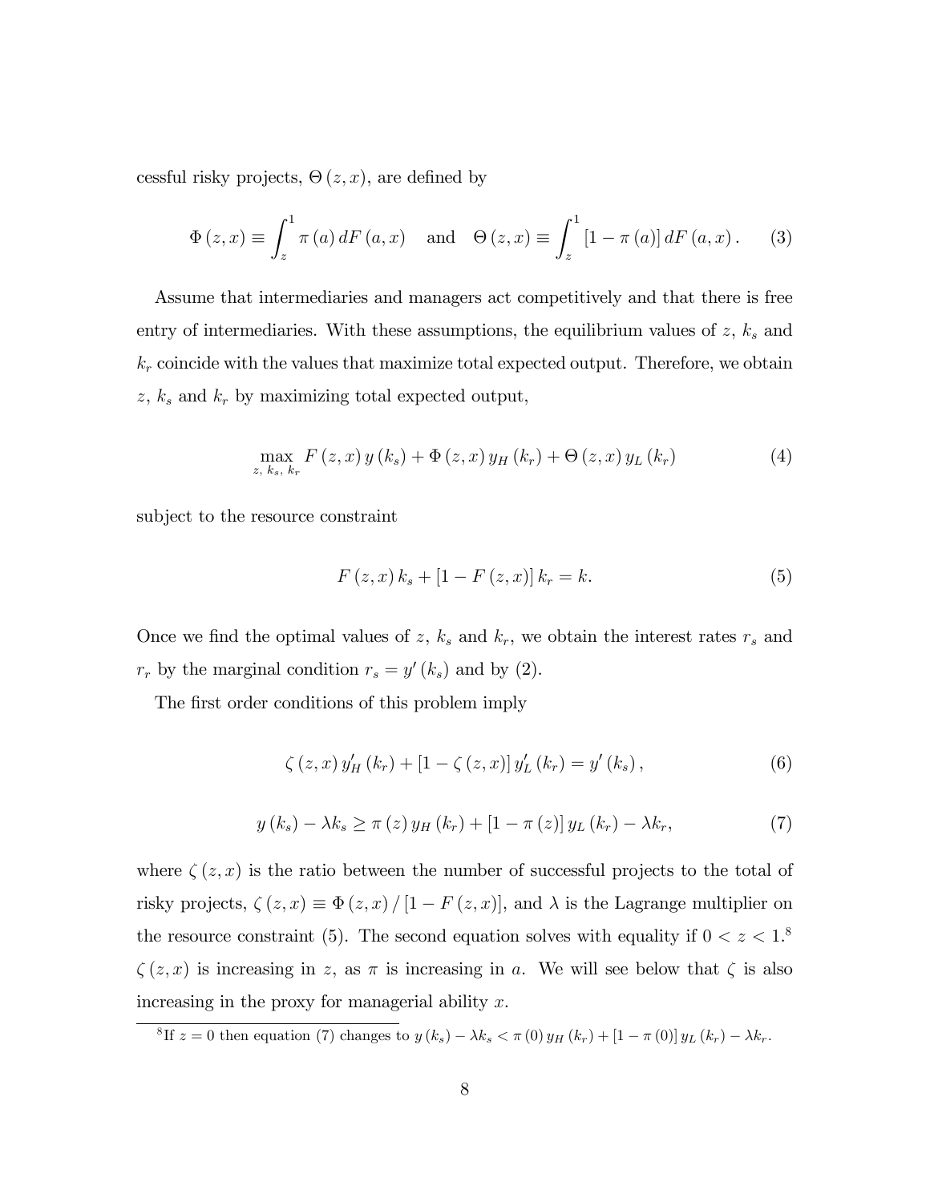cessful risky projects, $\Theta(z,x)$, are defined by

$$\Phi(z,x) \equiv \int_z^1 \pi(a)\, dF(a,x) \quad \text{and} \quad \Theta(z,x) \equiv \int_z^1 [1-\pi(a)]\, dF(a,x). \tag{3}$$

Assume that intermediaries and managers act competitively and that there is free entry of intermediaries. With these assumptions, the equilibrium values of $z$, $k_s$ and $k_r$ coincide with the values that maximize total expected output. Therefore, we obtain $z$, $k_s$ and $k_r$ by maximizing total expected output,

$$\max_{z,\, k_s,\, k_r} F(z,x)\, y(k_s) + \Phi(z,x)\, y_H(k_r) + \Theta(z,x)\, y_L(k_r) \tag{4}$$

subject to the resource constraint

$$F(z,x)\, k_s + [1-F(z,x)]\, k_r = k. \tag{5}$$

Once we find the optimal values of $z$, $k_s$ and $k_r$, we obtain the interest rates $r_s$ and $r_r$ by the marginal condition $r_s = y'(k_s)$ and by (2).

The first order conditions of this problem imply

$$\zeta(z,x)\, y_H'(k_r) + [1-\zeta(z,x)]\, y_L'(k_r) = y'(k_s), \tag{6}$$

$$y(k_s) - \lambda k_s \geq \pi(z)\, y_H(k_r) + [1-\pi(z)]\, y_L(k_r) - \lambda k_r, \tag{7}$$

where $\zeta(z,x)$ is the ratio between the number of successful projects to the total of risky projects, $\zeta(z,x) \equiv \Phi(z,x)/[1-F(z,x)]$, and $\lambda$ is the Lagrange multiplier on the resource constraint (5). The second equation solves with equality if $0 < z < 1$.[8] $\zeta(z,x)$ is increasing in $z$, as $\pi$ is increasing in $a$. We will see below that $\zeta$ is also increasing in the proxy for managerial ability $x$.

[8] If $z = 0$ then equation (7) changes to $y(k_s) - \lambda k_s < \pi(0)\, y_H(k_r) + [1-\pi(0)]\, y_L(k_r) - \lambda k_r$.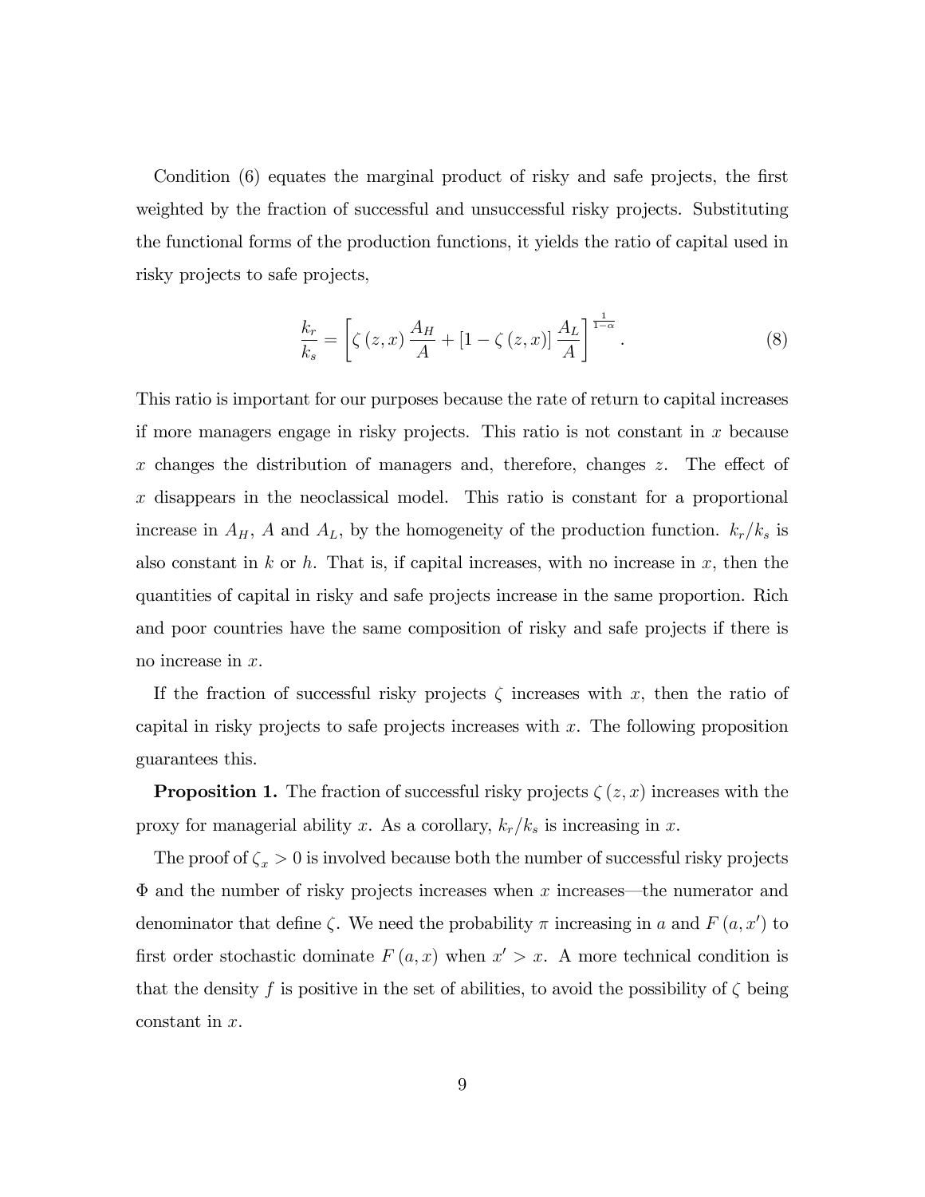Condition (6) equates the marginal product of risky and safe projects, the first weighted by the fraction of successful and unsuccessful risky projects. Substituting the functional forms of the production functions, it yields the ratio of capital used in risky projects to safe projects,

$$\frac{k_r}{k_s} = \left[\zeta(z,x)\frac{A_H}{A} + [1-\zeta(z,x)]\frac{A_L}{A}\right]^{\frac{1}{1-\alpha}}. \tag{8}$$

This ratio is important for our purposes because the rate of return to capital increases if more managers engage in risky projects. This ratio is not constant in $x$ because $x$ changes the distribution of managers and, therefore, changes $z$. The effect of $x$ disappears in the neoclassical model. This ratio is constant for a proportional increase in $A_H$, $A$ and $A_L$, by the homogeneity of the production function. $k_r/k_s$ is also constant in $k$ or $h$. That is, if capital increases, with no increase in $x$, then the quantities of capital in risky and safe projects increase in the same proportion. Rich and poor countries have the same composition of risky and safe projects if there is no increase in $x$.

If the fraction of successful risky projects $\zeta$ increases with $x$, then the ratio of capital in risky projects to safe projects increases with $x$. The following proposition guarantees this.

**Proposition 1.** The fraction of successful risky projects $\zeta(z,x)$ increases with the proxy for managerial ability $x$. As a corollary, $k_r/k_s$ is increasing in $x$.

The proof of $\zeta_x > 0$ is involved because both the number of successful risky projects $\Phi$ and the number of risky projects increases when $x$ increases—the numerator and denominator that define $\zeta$. We need the probability $\pi$ increasing in $a$ and $F(a,x')$ to first order stochastic dominate $F(a,x)$ when $x' > x$. A more technical condition is that the density $f$ is positive in the set of abilities, to avoid the possibility of $\zeta$ being constant in $x$.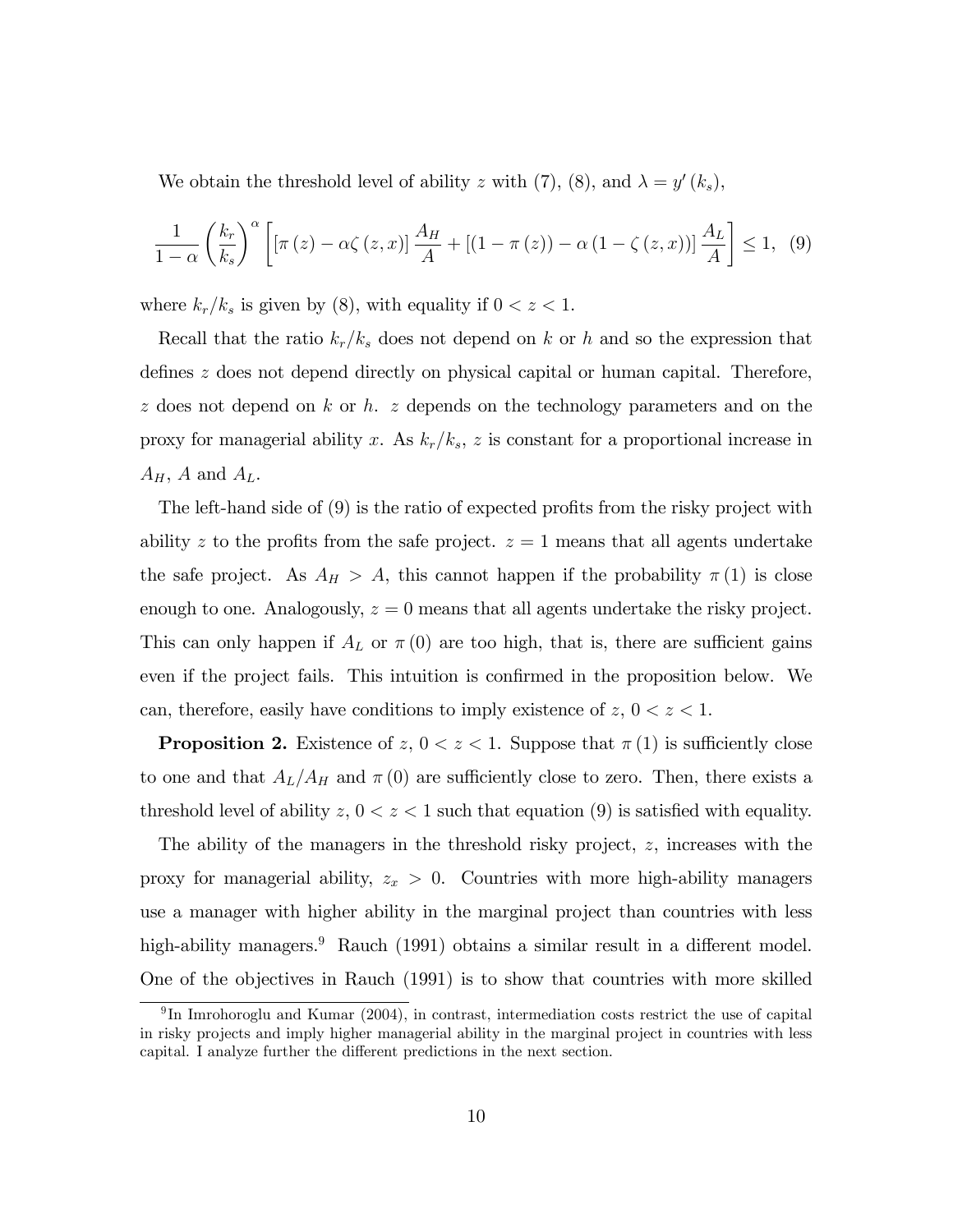We obtain the threshold level of ability $z$ with (7), (8), and $\lambda = y'(k_s)$,

$$\frac{1}{1-\alpha}\left(\frac{k_r}{k_s}\right)^{\alpha}\left[\left[\pi(z) - \alpha\zeta(z,x)\right]\frac{A_H}{A} + \left[(1-\pi(z)) - \alpha(1-\zeta(z,x))\right]\frac{A_L}{A}\right] \leq 1, \quad (9)$$

where $k_r/k_s$ is given by (8), with equality if $0 < z < 1$.

Recall that the ratio $k_r/k_s$ does not depend on $k$ or $h$ and so the expression that defines $z$ does not depend directly on physical capital or human capital. Therefore, $z$ does not depend on $k$ or $h$. $z$ depends on the technology parameters and on the proxy for managerial ability $x$. As $k_r/k_s$, $z$ is constant for a proportional increase in $A_H$, $A$ and $A_L$.

The left-hand side of (9) is the ratio of expected profits from the risky project with ability $z$ to the profits from the safe project. $z = 1$ means that all agents undertake the safe project. As $A_H > A$, this cannot happen if the probability $\pi(1)$ is close enough to one. Analogously, $z = 0$ means that all agents undertake the risky project. This can only happen if $A_L$ or $\pi(0)$ are too high, that is, there are sufficient gains even if the project fails. This intuition is confirmed in the proposition below. We can, therefore, easily have conditions to imply existence of $z$, $0 < z < 1$.

**Proposition 2.** Existence of $z$, $0 < z < 1$. Suppose that $\pi(1)$ is sufficiently close to one and that $A_L/A_H$ and $\pi(0)$ are sufficiently close to zero. Then, there exists a threshold level of ability $z$, $0 < z < 1$ such that equation (9) is satisfied with equality.

The ability of the managers in the threshold risky project, $z$, increases with the proxy for managerial ability, $z_x > 0$. Countries with more high-ability managers use a manager with higher ability in the marginal project than countries with less high-ability managers.[9] Rauch (1991) obtains a similar result in a different model. One of the objectives in Rauch (1991) is to show that countries with more skilled

[9] In Imrohoroglu and Kumar (2004), in contrast, intermediation costs restrict the use of capital in risky projects and imply higher managerial ability in the marginal project in countries with less capital. I analyze further the different predictions in the next section.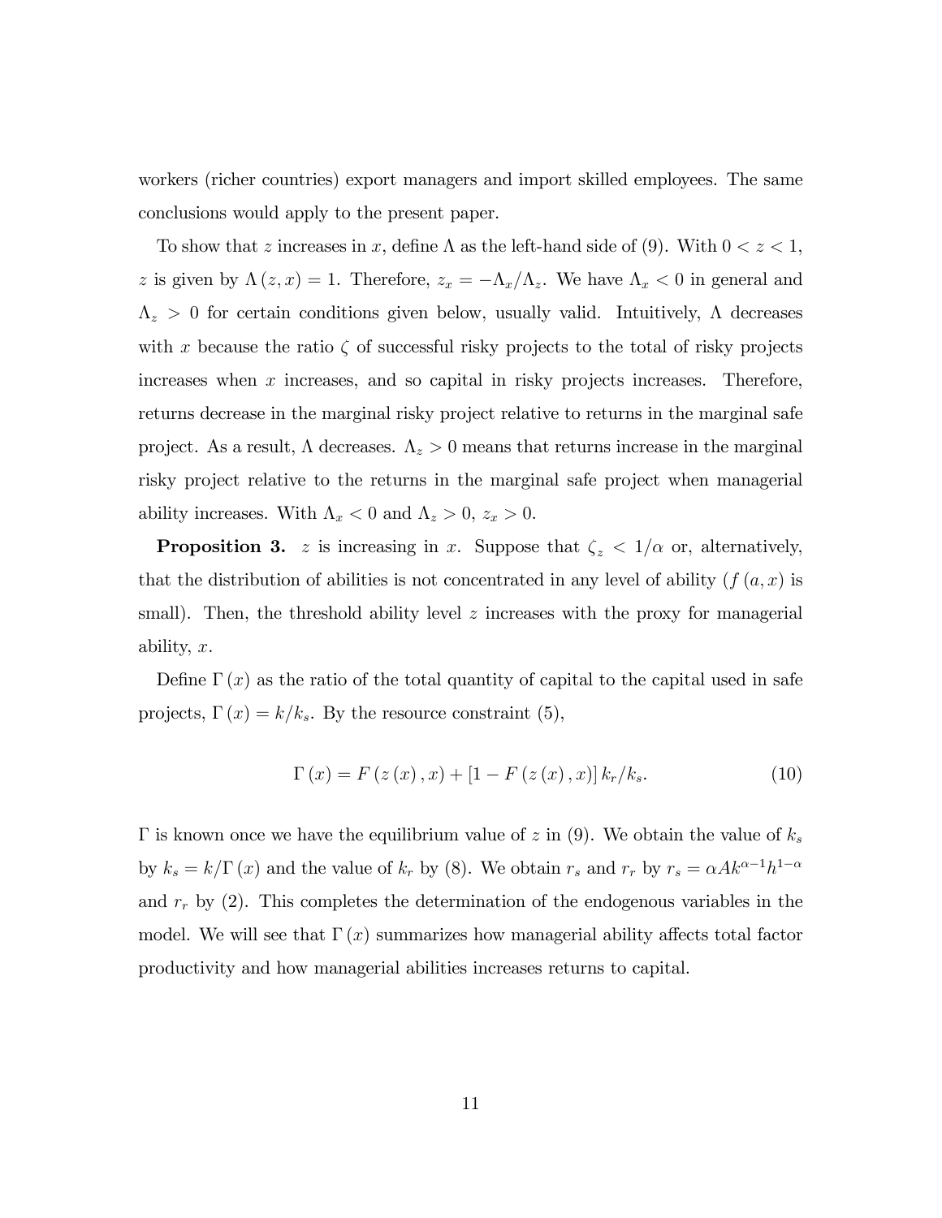workers (richer countries) export managers and import skilled employees. The same conclusions would apply to the present paper.

To show that $z$ increases in $x$, define $\Lambda$ as the left-hand side of (9). With $0 < z < 1$, $z$ is given by $\Lambda(z, x) = 1$. Therefore, $z_x = -\Lambda_x/\Lambda_z$. We have $\Lambda_x < 0$ in general and $\Lambda_z > 0$ for certain conditions given below, usually valid. Intuitively, $\Lambda$ decreases with $x$ because the ratio $\zeta$ of successful risky projects to the total of risky projects increases when $x$ increases, and so capital in risky projects increases. Therefore, returns decrease in the marginal risky project relative to returns in the marginal safe project. As a result, $\Lambda$ decreases. $\Lambda_z > 0$ means that returns increase in the marginal risky project relative to the returns in the marginal safe project when managerial ability increases. With $\Lambda_x < 0$ and $\Lambda_z > 0$, $z_x > 0$.

**Proposition 3.** *$z$ is increasing in $x$. Suppose that $\zeta_z < 1/\alpha$ or, alternatively, that the distribution of abilities is not concentrated in any level of ability ($f(a, x)$ is small). Then, the threshold ability level $z$ increases with the proxy for managerial ability, $x$.*

Define $\Gamma(x)$ as the ratio of the total quantity of capital to the capital used in safe projects, $\Gamma(x) = k/k_s$. By the resource constraint (5),

$$\Gamma(x) = F(z(x), x) + [1 - F(z(x), x)]\, k_r/k_s. \tag{10}$$

$\Gamma$ is known once we have the equilibrium value of $z$ in (9). We obtain the value of $k_s$ by $k_s = k/\Gamma(x)$ and the value of $k_r$ by (8). We obtain $r_s$ and $r_r$ by $r_s = \alpha A k^{\alpha-1} h^{1-\alpha}$ and $r_r$ by (2). This completes the determination of the endogenous variables in the model. We will see that $\Gamma(x)$ summarizes how managerial ability affects total factor productivity and how managerial abilities increases returns to capital.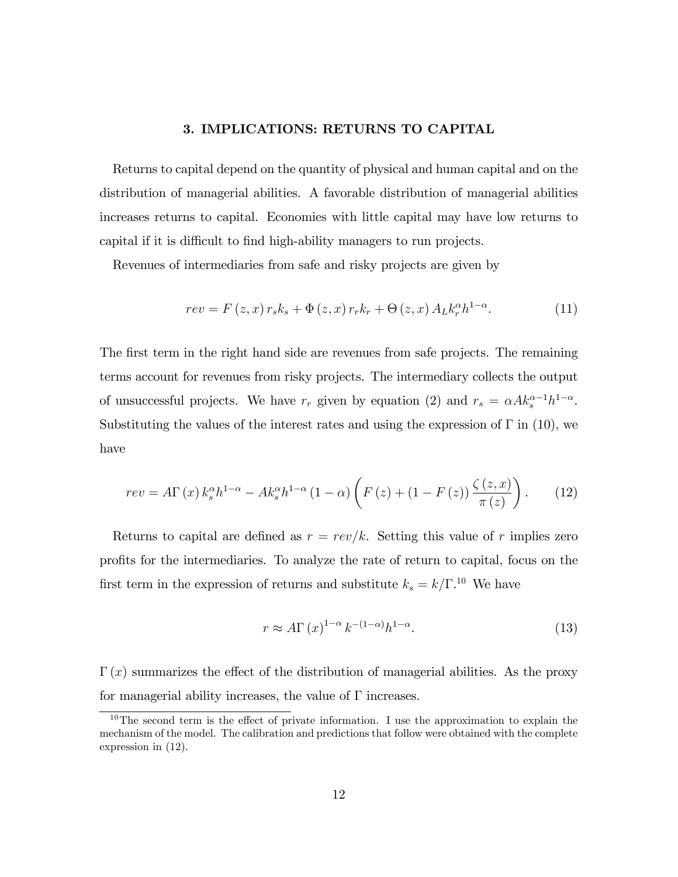### 3. IMPLICATIONS: RETURNS TO CAPITAL

Returns to capital depend on the quantity of physical and human capital and on the distribution of managerial abilities. A favorable distribution of managerial abilities increases returns to capital. Economies with little capital may have low returns to capital if it is difficult to find high-ability managers to run projects.

Revenues of intermediaries from safe and risky projects are given by

$$rev = F(z,x)\, r_s k_s + \Phi(z,x)\, r_r k_r + \Theta(z,x)\, A_L k_r^{\alpha} h^{1-\alpha}. \tag{11}$$

The first term in the right hand side are revenues from safe projects. The remaining terms account for revenues from risky projects. The intermediary collects the output of unsuccessful projects. We have $r_r$ given by equation (2) and $r_s = \alpha A k_s^{\alpha-1} h^{1-\alpha}$. Substituting the values of the interest rates and using the expression of $\Gamma$ in (10), we have

$$rev = A\Gamma(x)\, k_s^{\alpha} h^{1-\alpha} - A k_s^{\alpha} h^{1-\alpha} (1-\alpha) \left( F(z) + (1-F(z)) \frac{\zeta(z,x)}{\pi(z)} \right). \tag{12}$$

Returns to capital are defined as $r = rev/k$. Setting this value of $r$ implies zero profits for the intermediaries. To analyze the rate of return to capital, focus on the first term in the expression of returns and substitute $k_s = k/\Gamma$.[10] We have

$$r \approx A\Gamma(x)^{1-\alpha} k^{-(1-\alpha)} h^{1-\alpha}. \tag{13}$$

$\Gamma(x)$ summarizes the effect of the distribution of managerial abilities. As the proxy for managerial ability increases, the value of $\Gamma$ increases.

[10] The second term is the effect of private information. I use the approximation to explain the mechanism of the model. The calibration and predictions that follow were obtained with the complete expression in (12).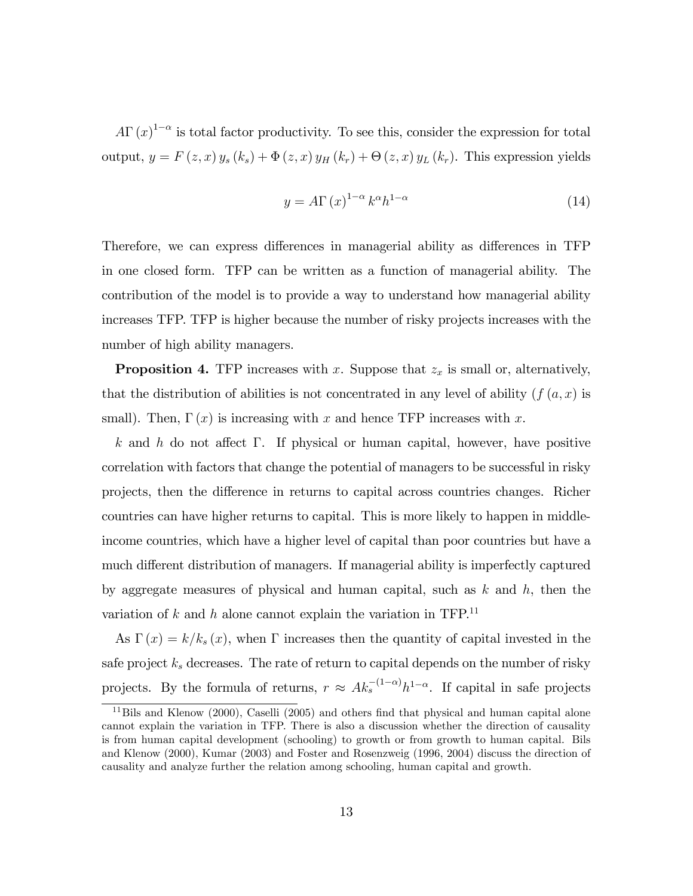$A\Gamma(x)^{1-\alpha}$ is total factor productivity. To see this, consider the expression for total output, $y = F(z,x)\, y_s(k_s) + \Phi(z,x)\, y_H(k_r) + \Theta(z,x)\, y_L(k_r)$. This expression yields

$$y = A\Gamma(x)^{1-\alpha} k^{\alpha} h^{1-\alpha} \tag{14}$$

Therefore, we can express differences in managerial ability as differences in TFP in one closed form. TFP can be written as a function of managerial ability. The contribution of the model is to provide a way to understand how managerial ability increases TFP. TFP is higher because the number of risky projects increases with the number of high ability managers.

**Proposition 4.** TFP increases with $x$. Suppose that $z_x$ is small or, alternatively, that the distribution of abilities is not concentrated in any level of ability ($f(a,x)$ is small). Then, $\Gamma(x)$ is increasing with $x$ and hence TFP increases with $x$.

$k$ and $h$ do not affect $\Gamma$. If physical or human capital, however, have positive correlation with factors that change the potential of managers to be successful in risky projects, then the difference in returns to capital across countries changes. Richer countries can have higher returns to capital. This is more likely to happen in middle-income countries, which have a higher level of capital than poor countries but have a much different distribution of managers. If managerial ability is imperfectly captured by aggregate measures of physical and human capital, such as $k$ and $h$, then the variation of $k$ and $h$ alone cannot explain the variation in TFP.[11]

As $\Gamma(x) = k/k_s(x)$, when $\Gamma$ increases then the quantity of capital invested in the safe project $k_s$ decreases. The rate of return to capital depends on the number of risky projects. By the formula of returns, $r \approx A k_s^{-(1-\alpha)} h^{1-\alpha}$. If capital in safe projects

[11] Bils and Klenow (2000), Caselli (2005) and others find that physical and human capital alone cannot explain the variation in TFP. There is also a discussion whether the direction of causality is from human capital development (schooling) to growth or from growth to human capital. Bils and Klenow (2000), Kumar (2003) and Foster and Rosenzweig (1996, 2004) discuss the direction of causality and analyze further the relation among schooling, human capital and growth.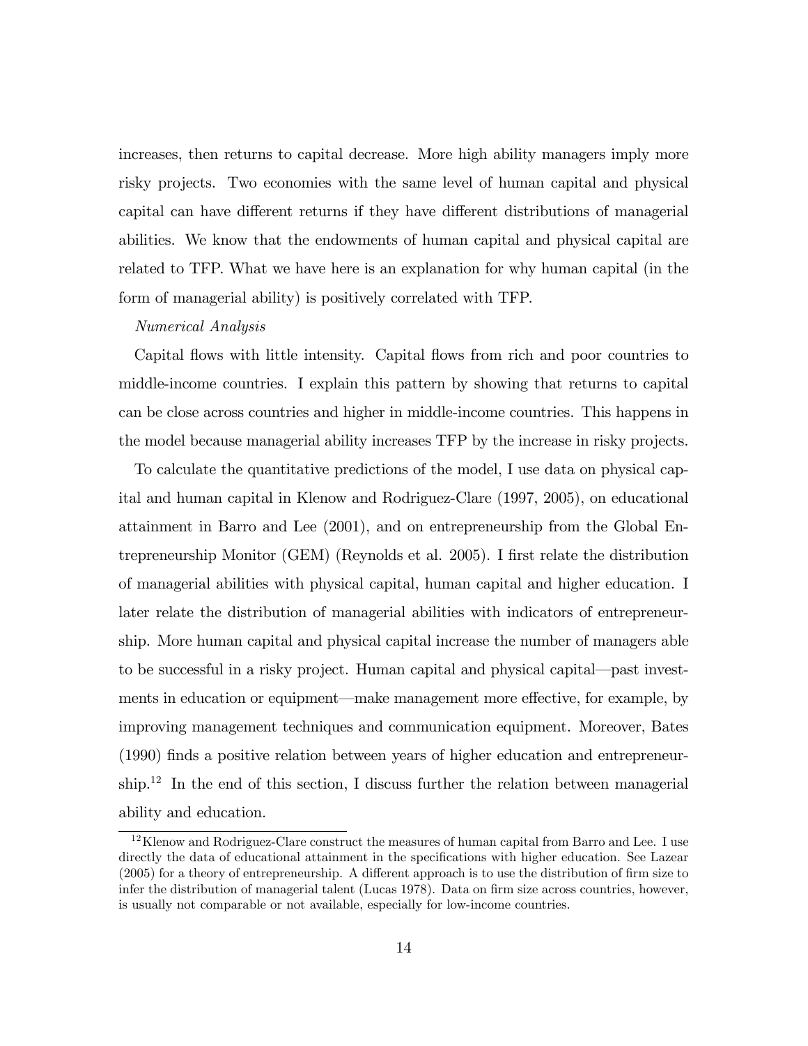increases, then returns to capital decrease. More high ability managers imply more risky projects. Two economies with the same level of human capital and physical capital can have different returns if they have different distributions of managerial abilities. We know that the endowments of human capital and physical capital are related to TFP. What we have here is an explanation for why human capital (in the form of managerial ability) is positively correlated with TFP.

*Numerical Analysis*

Capital flows with little intensity. Capital flows from rich and poor countries to middle-income countries. I explain this pattern by showing that returns to capital can be close across countries and higher in middle-income countries. This happens in the model because managerial ability increases TFP by the increase in risky projects.

To calculate the quantitative predictions of the model, I use data on physical capital and human capital in Klenow and Rodriguez-Clare (1997, 2005), on educational attainment in Barro and Lee (2001), and on entrepreneurship from the Global Entrepreneurship Monitor (GEM) (Reynolds et al. 2005). I first relate the distribution of managerial abilities with physical capital, human capital and higher education. I later relate the distribution of managerial abilities with indicators of entrepreneurship. More human capital and physical capital increase the number of managers able to be successful in a risky project. Human capital and physical capital—past investments in education or equipment—make management more effective, for example, by improving management techniques and communication equipment. Moreover, Bates (1990) finds a positive relation between years of higher education and entrepreneurship.[12] In the end of this section, I discuss further the relation between managerial ability and education.

[12] Klenow and Rodriguez-Clare construct the measures of human capital from Barro and Lee. I use directly the data of educational attainment in the specifications with higher education. See Lazear (2005) for a theory of entrepreneurship. A different approach is to use the distribution of firm size to infer the distribution of managerial talent (Lucas 1978). Data on firm size across countries, however, is usually not comparable or not available, especially for low-income countries.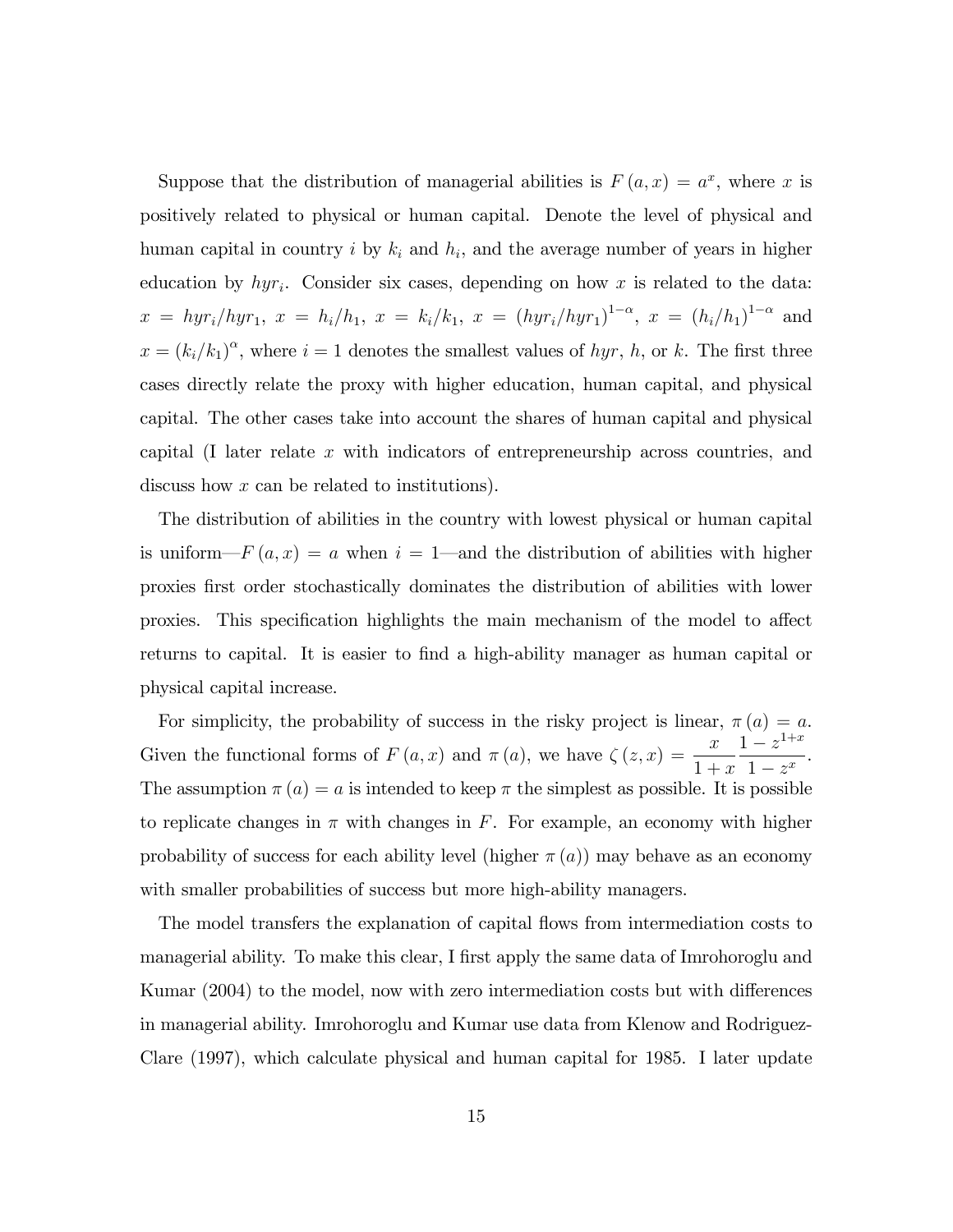Suppose that the distribution of managerial abilities is $F(a,x) = a^x$, where $x$ is positively related to physical or human capital. Denote the level of physical and human capital in country $i$ by $k_i$ and $h_i$, and the average number of years in higher education by $hyr_i$. Consider six cases, depending on how $x$ is related to the data: $x = hyr_i/hyr_1$, $x = h_i/h_1$, $x = k_i/k_1$, $x = (hyr_i/hyr_1)^{1-\alpha}$, $x = (h_i/h_1)^{1-\alpha}$ and $x = (k_i/k_1)^{\alpha}$, where $i = 1$ denotes the smallest values of $hyr$, $h$, or $k$. The first three cases directly relate the proxy with higher education, human capital, and physical capital. The other cases take into account the shares of human capital and physical capital (I later relate $x$ with indicators of entrepreneurship across countries, and discuss how $x$ can be related to institutions).

The distribution of abilities in the country with lowest physical or human capital is uniform—$F(a,x) = a$ when $i = 1$—and the distribution of abilities with higher proxies first order stochastically dominates the distribution of abilities with lower proxies. This specification highlights the main mechanism of the model to affect returns to capital. It is easier to find a high-ability manager as human capital or physical capital increase.

For simplicity, the probability of success in the risky project is linear, $\pi(a) = a$. Given the functional forms of $F(a,x)$ and $\pi(a)$, we have $\zeta(z,x) = \dfrac{x}{1+x}\dfrac{1-z^{1+x}}{1-z^{x}}$. The assumption $\pi(a) = a$ is intended to keep $\pi$ the simplest as possible. It is possible to replicate changes in $\pi$ with changes in $F$. For example, an economy with higher probability of success for each ability level (higher $\pi(a)$) may behave as an economy with smaller probabilities of success but more high-ability managers.

The model transfers the explanation of capital flows from intermediation costs to managerial ability. To make this clear, I first apply the same data of Imrohoroglu and Kumar (2004) to the model, now with zero intermediation costs but with differences in managerial ability. Imrohoroglu and Kumar use data from Klenow and Rodriguez-Clare (1997), which calculate physical and human capital for 1985. I later update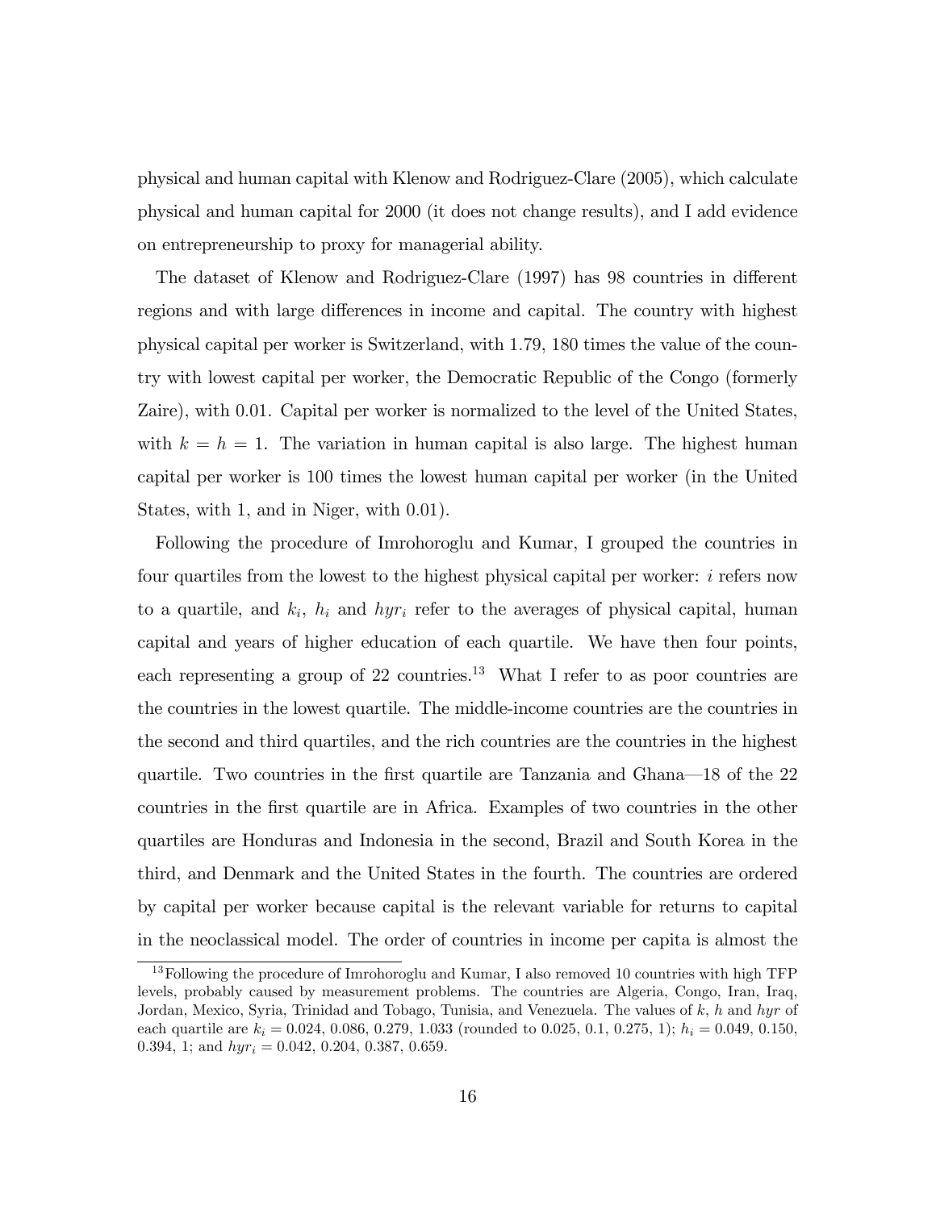physical and human capital with Klenow and Rodriguez-Clare (2005), which calculate physical and human capital for 2000 (it does not change results), and I add evidence on entrepreneurship to proxy for managerial ability.

The dataset of Klenow and Rodriguez-Clare (1997) has 98 countries in different regions and with large differences in income and capital. The country with highest physical capital per worker is Switzerland, with 1.79, 180 times the value of the country with lowest capital per worker, the Democratic Republic of the Congo (formerly Zaire), with 0.01. Capital per worker is normalized to the level of the United States, with $k = h = 1$. The variation in human capital is also large. The highest human capital per worker is 100 times the lowest human capital per worker (in the United States, with 1, and in Niger, with 0.01).

Following the procedure of Imrohoroglu and Kumar, I grouped the countries in four quartiles from the lowest to the highest physical capital per worker: $i$ refers now to a quartile, and $k_i$, $h_i$ and $hyr_i$ refer to the averages of physical capital, human capital and years of higher education of each quartile. We have then four points, each representing a group of 22 countries.[13] What I refer to as poor countries are the countries in the lowest quartile. The middle-income countries are the countries in the second and third quartiles, and the rich countries are the countries in the highest quartile. Two countries in the first quartile are Tanzania and Ghana—18 of the 22 countries in the first quartile are in Africa. Examples of two countries in the other quartiles are Honduras and Indonesia in the second, Brazil and South Korea in the third, and Denmark and the United States in the fourth. The countries are ordered by capital per worker because capital is the relevant variable for returns to capital in the neoclassical model. The order of countries in income per capita is almost the

[13] Following the procedure of Imrohoroglu and Kumar, I also removed 10 countries with high TFP levels, probably caused by measurement problems. The countries are Algeria, Congo, Iran, Iraq, Jordan, Mexico, Syria, Trinidad and Tobago, Tunisia, and Venezuela. The values of $k$, $h$ and $hyr$ of each quartile are $k_i = 0.024$, $0.086$, $0.279$, $1.033$ (rounded to 0.025, 0.1, 0.275, 1); $h_i = 0.049$, $0.150$, $0.394$, $1$; and $hyr_i = 0.042$, $0.204$, $0.387$, $0.659$.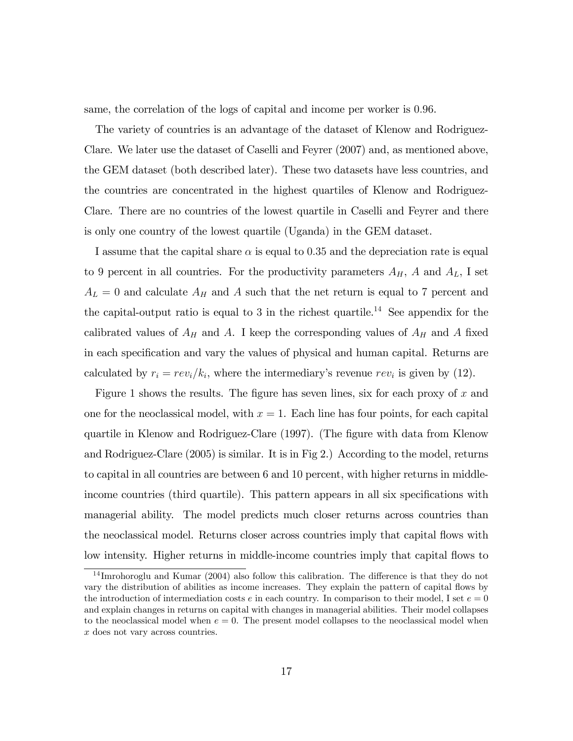same, the correlation of the logs of capital and income per worker is 0.96.

The variety of countries is an advantage of the dataset of Klenow and Rodriguez-Clare. We later use the dataset of Caselli and Feyrer (2007) and, as mentioned above, the GEM dataset (both described later). These two datasets have less countries, and the countries are concentrated in the highest quartiles of Klenow and Rodriguez-Clare. There are no countries of the lowest quartile in Caselli and Feyrer and there is only one country of the lowest quartile (Uganda) in the GEM dataset.

I assume that the capital share $\alpha$ is equal to 0.35 and the depreciation rate is equal to 9 percent in all countries. For the productivity parameters $A_H$, $A$ and $A_L$, I set $A_L = 0$ and calculate $A_H$ and $A$ such that the net return is equal to 7 percent and the capital-output ratio is equal to 3 in the richest quartile.[14] See appendix for the calibrated values of $A_H$ and $A$. I keep the corresponding values of $A_H$ and $A$ fixed in each specification and vary the values of physical and human capital. Returns are calculated by $r_i = rev_i/k_i$, where the intermediary's revenue $rev_i$ is given by (12).

Figure 1 shows the results. The figure has seven lines, six for each proxy of $x$ and one for the neoclassical model, with $x = 1$. Each line has four points, for each capital quartile in Klenow and Rodriguez-Clare (1997). (The figure with data from Klenow and Rodriguez-Clare (2005) is similar. It is in Fig 2.) According to the model, returns to capital in all countries are between 6 and 10 percent, with higher returns in middle-income countries (third quartile). This pattern appears in all six specifications with managerial ability. The model predicts much closer returns across countries than the neoclassical model. Returns closer across countries imply that capital flows with low intensity. Higher returns in middle-income countries imply that capital flows to

[14] Imrohoroglu and Kumar (2004) also follow this calibration. The difference is that they do not vary the distribution of abilities as income increases. They explain the pattern of capital flows by the introduction of intermediation costs $e$ in each country. In comparison to their model, I set $e = 0$ and explain changes in returns on capital with changes in managerial abilities. Their model collapses to the neoclassical model when $e = 0$. The present model collapses to the neoclassical model when $x$ does not vary across countries.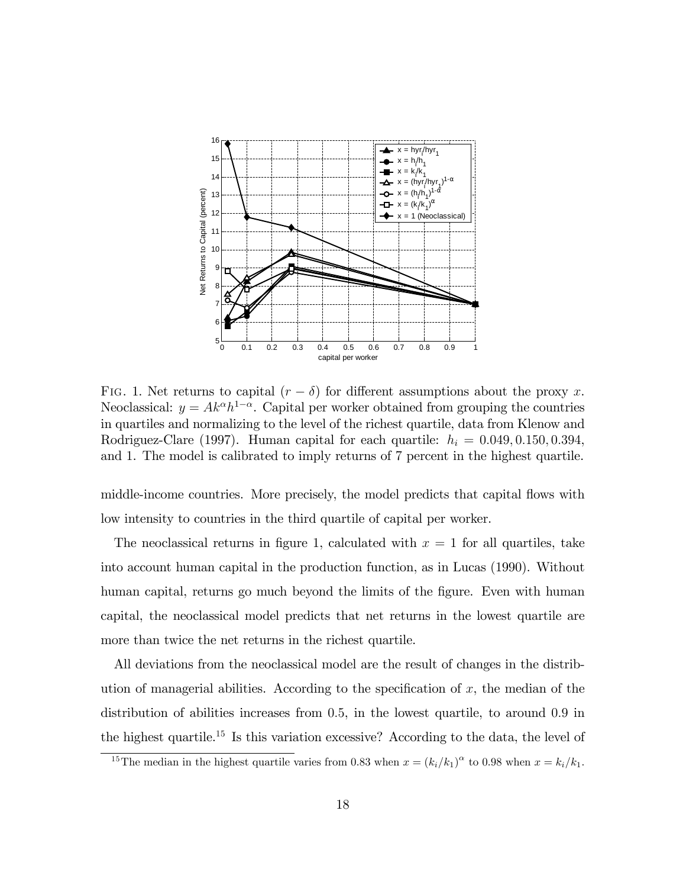FIG. 1. Net returns to capital ($r - \delta$) for different assumptions about the proxy $x$. Neoclassical: $y = Ak^{\alpha}h^{1-\alpha}$. Capital per worker obtained from grouping the countries in quartiles and normalizing to the level of the richest quartile, data from Klenow and Rodriguez-Clare (1997). Human capital for each quartile: $h_i = 0.049, 0.150, 0.394$, and 1. The model is calibrated to imply returns of 7 percent in the highest quartile.

middle-income countries. More precisely, the model predicts that capital flows with low intensity to countries in the third quartile of capital per worker.

The neoclassical returns in figure 1, calculated with $x = 1$ for all quartiles, take into account human capital in the production function, as in Lucas (1990). Without human capital, returns go much beyond the limits of the figure. Even with human capital, the neoclassical model predicts that net returns in the lowest quartile are more than twice the net returns in the richest quartile.

All deviations from the neoclassical model are the result of changes in the distribution of managerial abilities. According to the specification of $x$, the median of the distribution of abilities increases from 0.5, in the lowest quartile, to around 0.9 in the highest quartile.[15] Is this variation excessive? According to the data, the level of

[15] The median in the highest quartile varies from 0.83 when $x = (k_i/k_1)^{\alpha}$ to 0.98 when $x = k_i/k_1$.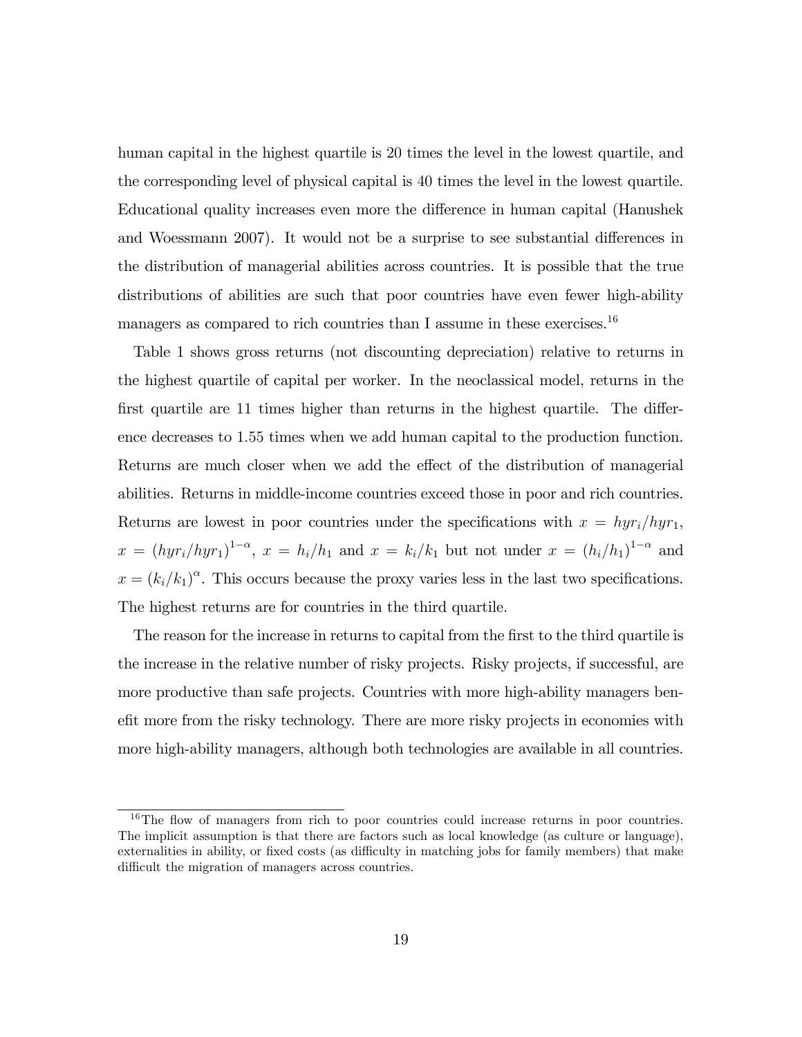human capital in the highest quartile is 20 times the level in the lowest quartile, and the corresponding level of physical capital is 40 times the level in the lowest quartile. Educational quality increases even more the difference in human capital (Hanushek and Woessmann 2007). It would not be a surprise to see substantial differences in the distribution of managerial abilities across countries. It is possible that the true distributions of abilities are such that poor countries have even fewer high-ability managers as compared to rich countries than I assume in these exercises.[16]

Table 1 shows gross returns (not discounting depreciation) relative to returns in the highest quartile of capital per worker. In the neoclassical model, returns in the first quartile are 11 times higher than returns in the highest quartile. The difference decreases to 1.55 times when we add human capital to the production function. Returns are much closer when we add the effect of the distribution of managerial abilities. Returns in middle-income countries exceed those in poor and rich countries. Returns are lowest in poor countries under the specifications with $x = hyr_i/hyr_1$, $x = (hyr_i/hyr_1)^{1-\alpha}$, $x = h_i/h_1$ and $x = k_i/k_1$ but not under $x = (h_i/h_1)^{1-\alpha}$ and $x = (k_i/k_1)^{\alpha}$. This occurs because the proxy varies less in the last two specifications. The highest returns are for countries in the third quartile.

The reason for the increase in returns to capital from the first to the third quartile is the increase in the relative number of risky projects. Risky projects, if successful, are more productive than safe projects. Countries with more high-ability managers benefit more from the risky technology. There are more risky projects in economies with more high-ability managers, although both technologies are available in all countries.

[16] The flow of managers from rich to poor countries could increase returns in poor countries. The implicit assumption is that there are factors such as local knowledge (as culture or language), externalities in ability, or fixed costs (as difficulty in matching jobs for family members) that make difficult the migration of managers across countries.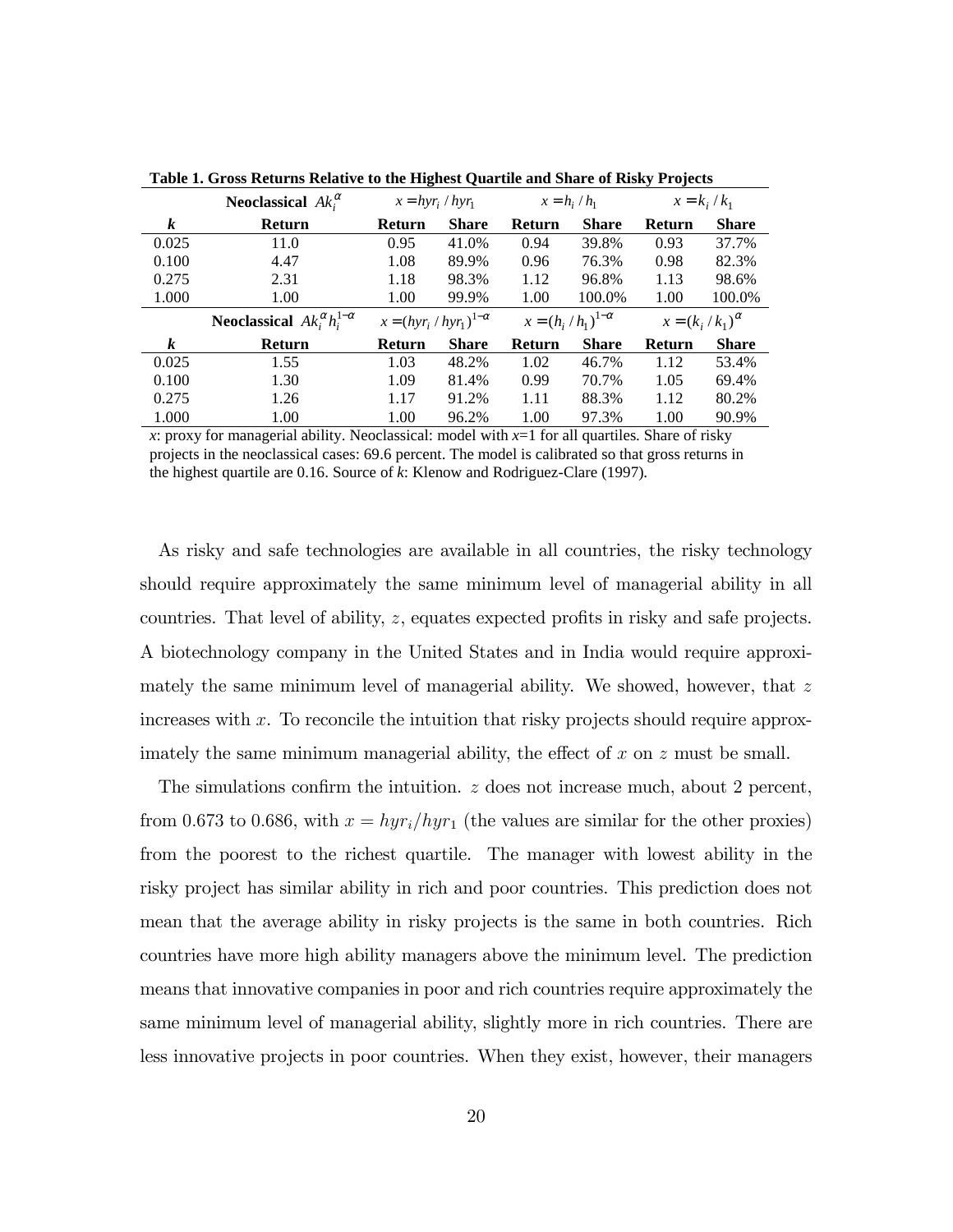**Table 1. Gross Returns Relative to the Highest Quartile and Share of Risky Projects**

| | Neoclassical $Ak_i^{\alpha}$ | $x = hyr_i / hyr_1$ | | $x = h_i / h_1$ | | $x = k_i / k_1$ | |
|---|---|---|---|---|---|---|---|
| ***k*** | **Return** | **Return** | **Share** | **Return** | **Share** | **Return** | **Share** |
| 0.025 | 11.0 | 0.95 | 41.0% | 0.94 | 39.8% | 0.93 | 37.7% |
| 0.100 | 4.47 | 1.08 | 89.9% | 0.96 | 76.3% | 0.98 | 82.3% |
| 0.275 | 2.31 | 1.18 | 98.3% | 1.12 | 96.8% | 1.13 | 98.6% |
| 1.000 | 1.00 | 1.00 | 99.9% | 1.00 | 100.0% | 1.00 | 100.0% |
| | **Neoclassical** $Ak_i^{\alpha} h_i^{1-\alpha}$ | $x = (hyr_i / hyr_1)^{1-\alpha}$ | | $x = (h_i / h_1)^{1-\alpha}$ | | $x = (k_i / k_1)^{\alpha}$ | |
| ***k*** | **Return** | **Return** | **Share** | **Return** | **Share** | **Return** | **Share** |
| 0.025 | 1.55 | 1.03 | 48.2% | 1.02 | 46.7% | 1.12 | 53.4% |
| 0.100 | 1.30 | 1.09 | 81.4% | 0.99 | 70.7% | 1.05 | 69.4% |
| 0.275 | 1.26 | 1.17 | 91.2% | 1.11 | 88.3% | 1.12 | 80.2% |
| 1.000 | 1.00 | 1.00 | 96.2% | 1.00 | 97.3% | 1.00 | 90.9% |

*x*: proxy for managerial ability. Neoclassical: model with $x$=1 for all quartiles. Share of risky projects in the neoclassical cases: 69.6 percent. The model is calibrated so that gross returns in the highest quartile are 0.16. Source of *k*: Klenow and Rodriguez-Clare (1997).

As risky and safe technologies are available in all countries, the risky technology should require approximately the same minimum level of managerial ability in all countries. That level of ability, $z$, equates expected profits in risky and safe projects. A biotechnology company in the United States and in India would require approximately the same minimum level of managerial ability. We showed, however, that $z$ increases with $x$. To reconcile the intuition that risky projects should require approximately the same minimum managerial ability, the effect of $x$ on $z$ must be small.

The simulations confirm the intuition. $z$ does not increase much, about 2 percent, from 0.673 to 0.686, with $x = hyr_i/hyr_1$ (the values are similar for the other proxies) from the poorest to the richest quartile. The manager with lowest ability in the risky project has similar ability in rich and poor countries. This prediction does not mean that the average ability in risky projects is the same in both countries. Rich countries have more high ability managers above the minimum level. The prediction means that innovative companies in poor and rich countries require approximately the same minimum level of managerial ability, slightly more in rich countries. There are less innovative projects in poor countries. When they exist, however, their managers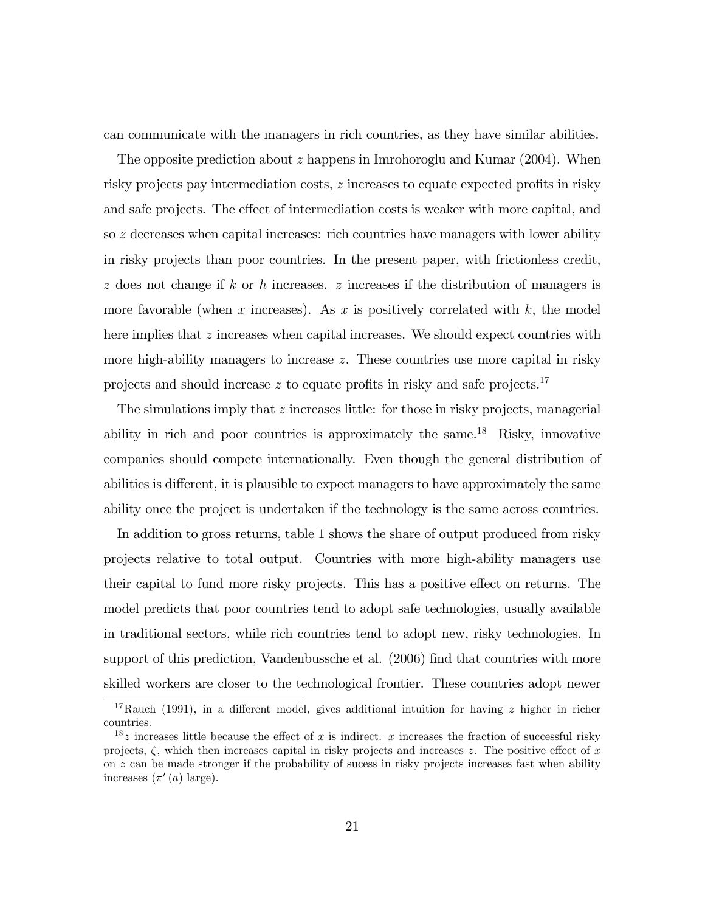can communicate with the managers in rich countries, as they have similar abilities.

The opposite prediction about $z$ happens in Imrohoroglu and Kumar (2004). When risky projects pay intermediation costs, $z$ increases to equate expected profits in risky and safe projects. The effect of intermediation costs is weaker with more capital, and so $z$ decreases when capital increases: rich countries have managers with lower ability in risky projects than poor countries. In the present paper, with frictionless credit, $z$ does not change if $k$ or $h$ increases. $z$ increases if the distribution of managers is more favorable (when $x$ increases). As $x$ is positively correlated with $k$, the model here implies that $z$ increases when capital increases. We should expect countries with more high-ability managers to increase $z$. These countries use more capital in risky projects and should increase $z$ to equate profits in risky and safe projects.[17]

The simulations imply that $z$ increases little: for those in risky projects, managerial ability in rich and poor countries is approximately the same.[18] Risky, innovative companies should compete internationally. Even though the general distribution of abilities is different, it is plausible to expect managers to have approximately the same ability once the project is undertaken if the technology is the same across countries.

In addition to gross returns, table 1 shows the share of output produced from risky projects relative to total output. Countries with more high-ability managers use their capital to fund more risky projects. This has a positive effect on returns. The model predicts that poor countries tend to adopt safe technologies, usually available in traditional sectors, while rich countries tend to adopt new, risky technologies. In support of this prediction, Vandenbussche et al. (2006) find that countries with more skilled workers are closer to the technological frontier. These countries adopt newer

[17] Rauch (1991), in a different model, gives additional intuition for having $z$ higher in richer countries.

[18] $z$ increases little because the effect of $x$ is indirect. $x$ increases the fraction of successful risky projects, $\zeta$, which then increases capital in risky projects and increases $z$. The positive effect of $x$ on $z$ can be made stronger if the probability of sucess in risky projects increases fast when ability increases ($\pi'(a)$ large).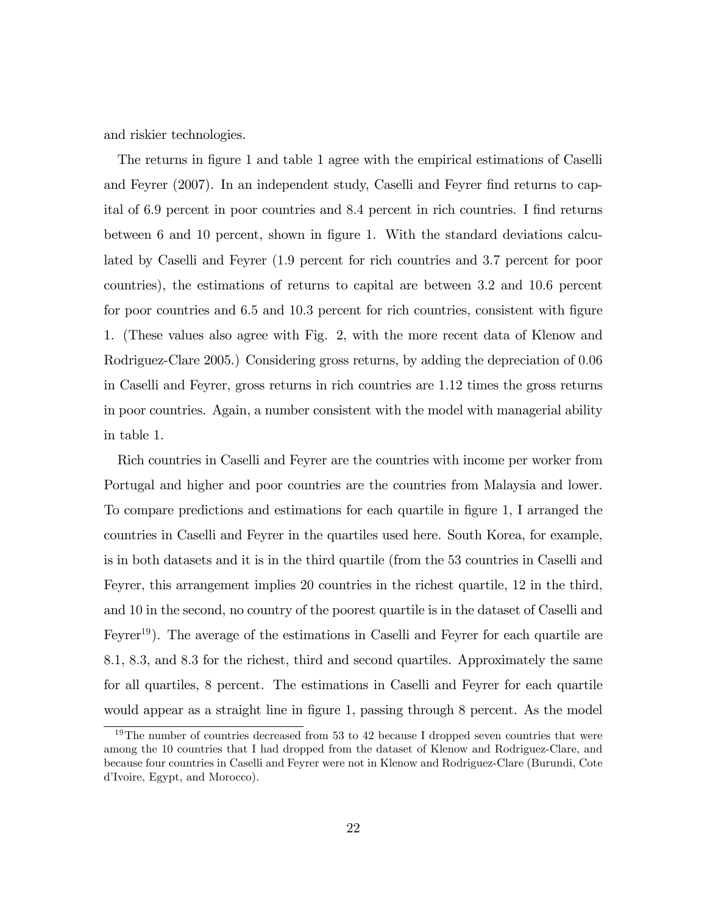and riskier technologies.

The returns in figure 1 and table 1 agree with the empirical estimations of Caselli and Feyrer (2007). In an independent study, Caselli and Feyrer find returns to capital of 6.9 percent in poor countries and 8.4 percent in rich countries. I find returns between 6 and 10 percent, shown in figure 1. With the standard deviations calculated by Caselli and Feyrer (1.9 percent for rich countries and 3.7 percent for poor countries), the estimations of returns to capital are between 3.2 and 10.6 percent for poor countries and 6.5 and 10.3 percent for rich countries, consistent with figure 1. (These values also agree with Fig. 2, with the more recent data of Klenow and Rodriguez-Clare 2005.) Considering gross returns, by adding the depreciation of 0.06 in Caselli and Feyrer, gross returns in rich countries are 1.12 times the gross returns in poor countries. Again, a number consistent with the model with managerial ability in table 1.

Rich countries in Caselli and Feyrer are the countries with income per worker from Portugal and higher and poor countries are the countries from Malaysia and lower. To compare predictions and estimations for each quartile in figure 1, I arranged the countries in Caselli and Feyrer in the quartiles used here. South Korea, for example, is in both datasets and it is in the third quartile (from the 53 countries in Caselli and Feyrer, this arrangement implies 20 countries in the richest quartile, 12 in the third, and 10 in the second, no country of the poorest quartile is in the dataset of Caselli and Feyrer[19]). The average of the estimations in Caselli and Feyrer for each quartile are 8.1, 8.3, and 8.3 for the richest, third and second quartiles. Approximately the same for all quartiles, 8 percent. The estimations in Caselli and Feyrer for each quartile would appear as a straight line in figure 1, passing through 8 percent. As the model

[19] The number of countries decreased from 53 to 42 because I dropped seven countries that were among the 10 countries that I had dropped from the dataset of Klenow and Rodriguez-Clare, and because four countries in Caselli and Feyrer were not in Klenow and Rodriguez-Clare (Burundi, Cote d'Ivoire, Egypt, and Morocco).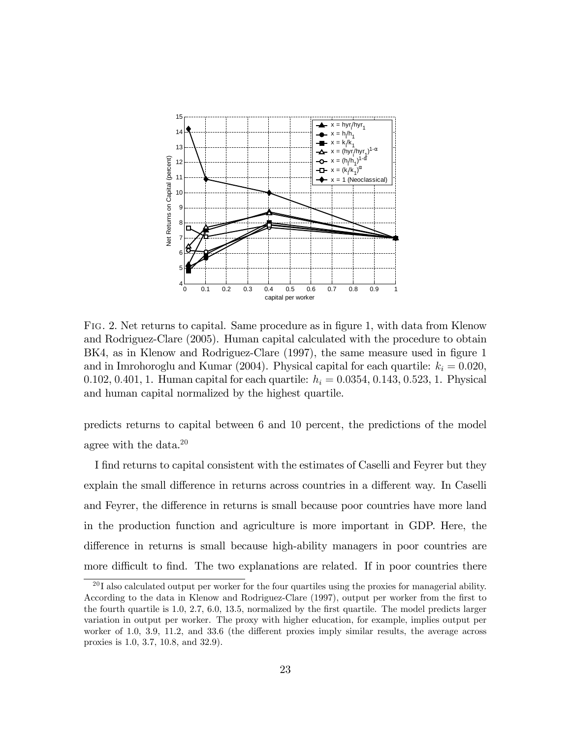Fig. 2. Net returns to capital. Same procedure as in figure 1, with data from Klenow and Rodriguez-Clare (2005). Human capital calculated with the procedure to obtain BK4, as in Klenow and Rodriguez-Clare (1997), the same measure used in figure 1 and in Imrohoroglu and Kumar (2004). Physical capital for each quartile: $k_i = 0.020$, 0.102, 0.401, 1. Human capital for each quartile: $h_i = 0.0354$, 0.143, 0.523, 1. Physical and human capital normalized by the highest quartile.

predicts returns to capital between 6 and 10 percent, the predictions of the model agree with the data.[20]

I find returns to capital consistent with the estimates of Caselli and Feyrer but they explain the small difference in returns across countries in a different way. In Caselli and Feyrer, the difference in returns is small because poor countries have more land in the production function and agriculture is more important in GDP. Here, the difference in returns is small because high-ability managers in poor countries are more difficult to find. The two explanations are related. If in poor countries there

[20] I also calculated output per worker for the four quartiles using the proxies for managerial ability. According to the data in Klenow and Rodriguez-Clare (1997), output per worker from the first to the fourth quartile is 1.0, 2.7, 6.0, 13.5, normalized by the first quartile. The model predicts larger variation in output per worker. The proxy with higher education, for example, implies output per worker of 1.0, 3.9, 11.2, and 33.6 (the different proxies imply similar results, the average across proxies is 1.0, 3.7, 10.8, and 32.9).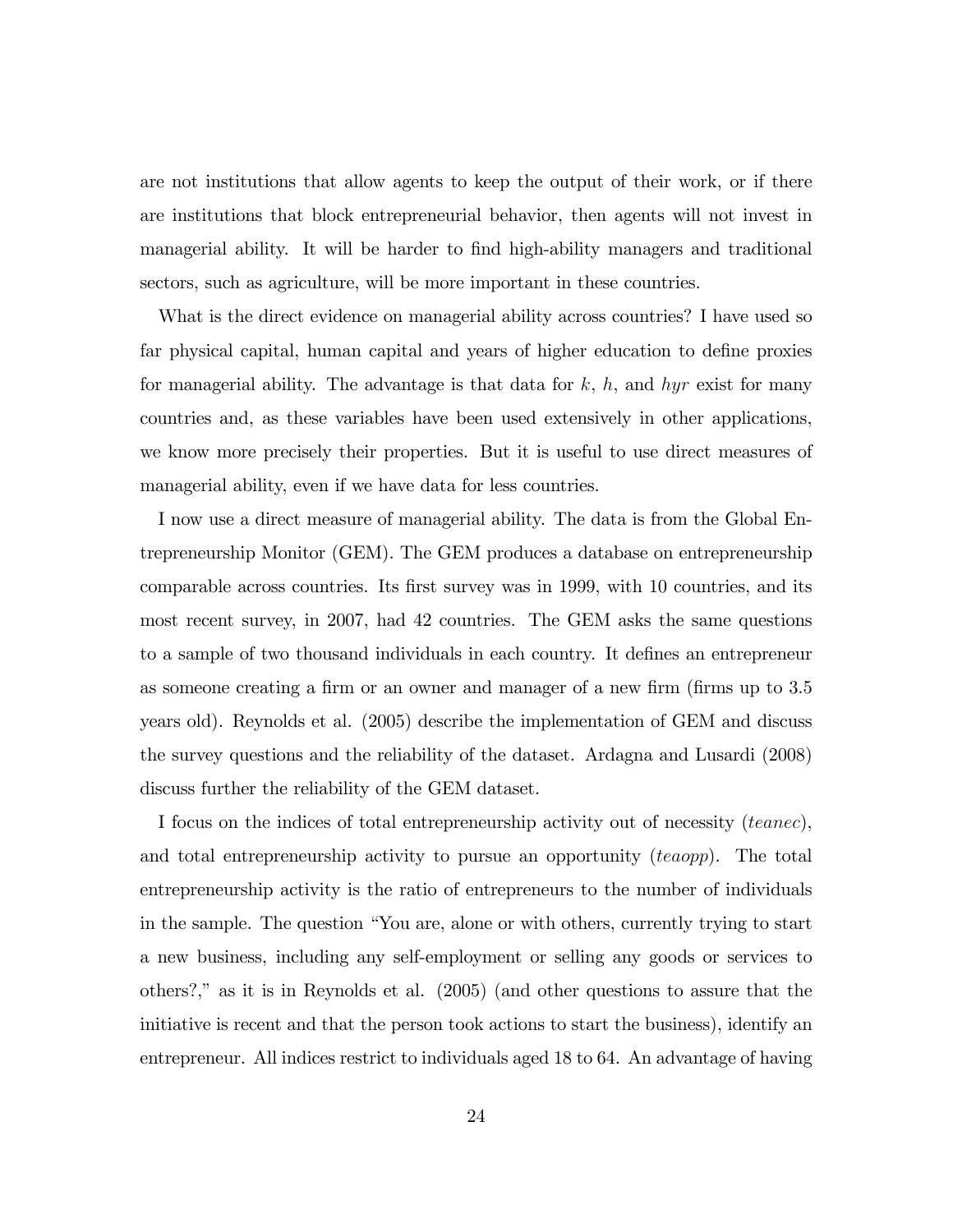are not institutions that allow agents to keep the output of their work, or if there are institutions that block entrepreneurial behavior, then agents will not invest in managerial ability. It will be harder to find high-ability managers and traditional sectors, such as agriculture, will be more important in these countries.

What is the direct evidence on managerial ability across countries? I have used so far physical capital, human capital and years of higher education to define proxies for managerial ability. The advantage is that data for $k$, $h$, and $hyr$ exist for many countries and, as these variables have been used extensively in other applications, we know more precisely their properties. But it is useful to use direct measures of managerial ability, even if we have data for less countries.

I now use a direct measure of managerial ability. The data is from the Global Entrepreneurship Monitor (GEM). The GEM produces a database on entrepreneurship comparable across countries. Its first survey was in 1999, with 10 countries, and its most recent survey, in 2007, had 42 countries. The GEM asks the same questions to a sample of two thousand individuals in each country. It defines an entrepreneur as someone creating a firm or an owner and manager of a new firm (firms up to 3.5 years old). Reynolds et al. (2005) describe the implementation of GEM and discuss the survey questions and the reliability of the dataset. Ardagna and Lusardi (2008) discuss further the reliability of the GEM dataset.

I focus on the indices of total entrepreneurship activity out of necessity (*teanec*), and total entrepreneurship activity to pursue an opportunity (*teaopp*). The total entrepreneurship activity is the ratio of entrepreneurs to the number of individuals in the sample. The question "You are, alone or with others, currently trying to start a new business, including any self-employment or selling any goods or services to others?," as it is in Reynolds et al. (2005) (and other questions to assure that the initiative is recent and that the person took actions to start the business), identify an entrepreneur. All indices restrict to individuals aged 18 to 64. An advantage of having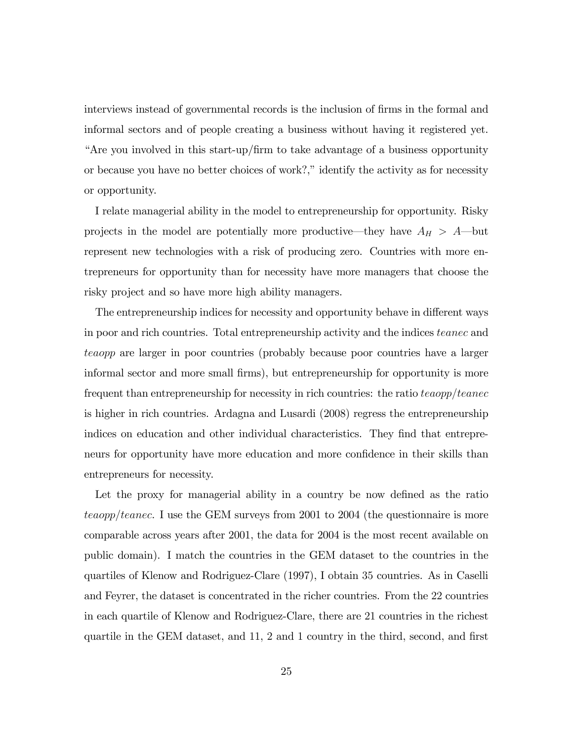interviews instead of governmental records is the inclusion of firms in the formal and informal sectors and of people creating a business without having it registered yet. "Are you involved in this start-up/firm to take advantage of a business opportunity or because you have no better choices of work?," identify the activity as for necessity or opportunity.

I relate managerial ability in the model to entrepreneurship for opportunity. Risky projects in the model are potentially more productive—they have $A_H > A$—but represent new technologies with a risk of producing zero. Countries with more entrepreneurs for opportunity than for necessity have more managers that choose the risky project and so have more high ability managers.

The entrepreneurship indices for necessity and opportunity behave in different ways in poor and rich countries. Total entrepreneurship activity and the indices *teanec* and *teaopp* are larger in poor countries (probably because poor countries have a larger informal sector and more small firms), but entrepreneurship for opportunity is more frequent than entrepreneurship for necessity in rich countries: the ratio *teaopp*/*teanec* is higher in rich countries. Ardagna and Lusardi (2008) regress the entrepreneurship indices on education and other individual characteristics. They find that entrepreneurs for opportunity have more education and more confidence in their skills than entrepreneurs for necessity.

Let the proxy for managerial ability in a country be now defined as the ratio *teaopp*/*teanec*. I use the GEM surveys from 2001 to 2004 (the questionnaire is more comparable across years after 2001, the data for 2004 is the most recent available on public domain). I match the countries in the GEM dataset to the countries in the quartiles of Klenow and Rodriguez-Clare (1997), I obtain 35 countries. As in Caselli and Feyrer, the dataset is concentrated in the richer countries. From the 22 countries in each quartile of Klenow and Rodriguez-Clare, there are 21 countries in the richest quartile in the GEM dataset, and 11, 2 and 1 country in the third, second, and first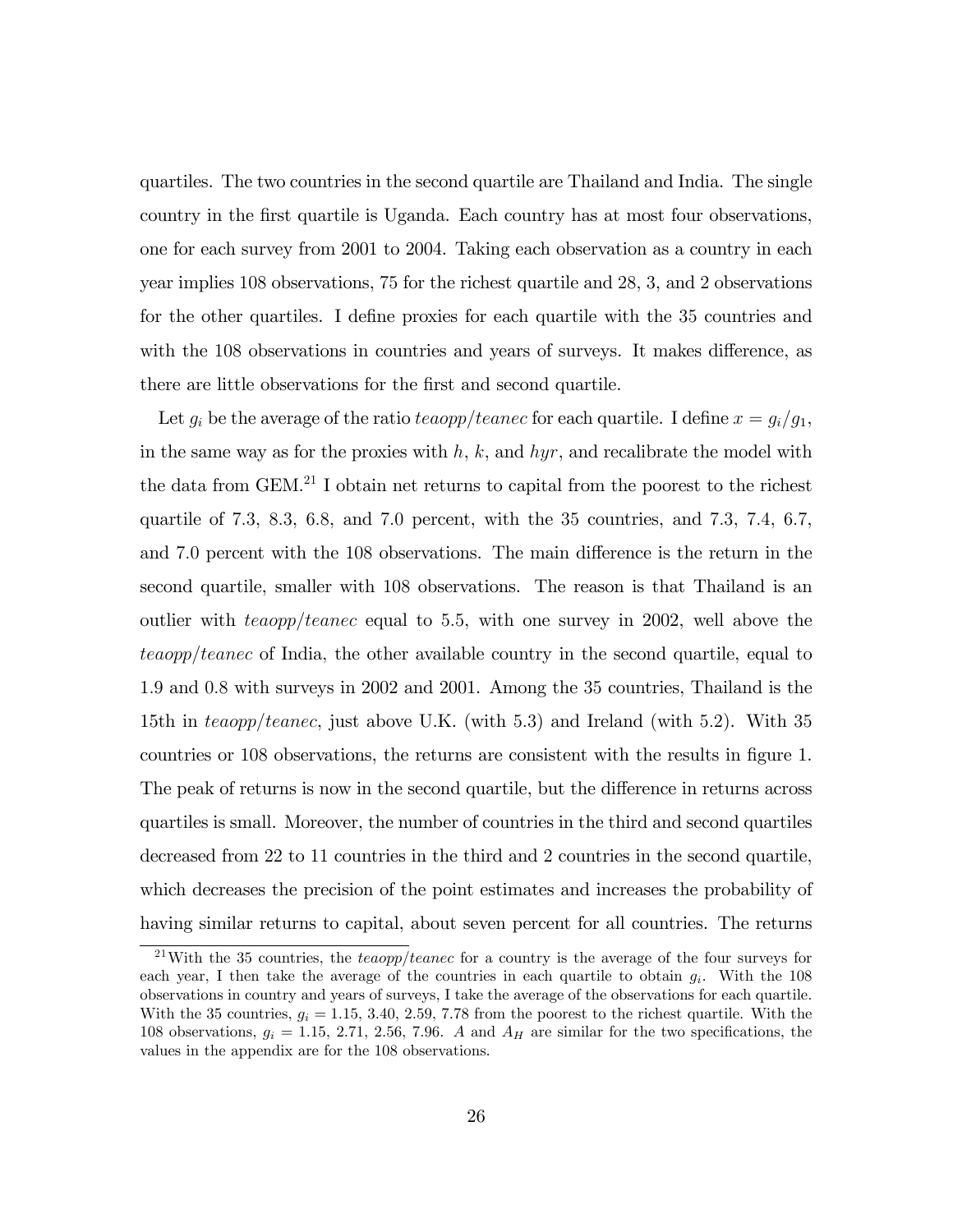quartiles. The two countries in the second quartile are Thailand and India. The single country in the first quartile is Uganda. Each country has at most four observations, one for each survey from 2001 to 2004. Taking each observation as a country in each year implies 108 observations, 75 for the richest quartile and 28, 3, and 2 observations for the other quartiles. I define proxies for each quartile with the 35 countries and with the 108 observations in countries and years of surveys. It makes difference, as there are little observations for the first and second quartile.

Let $g_i$ be the average of the ratio *teaopp*/*teanec* for each quartile. I define $x = g_i/g_1$, in the same way as for the proxies with $h$, $k$, and $hyr$, and recalibrate the model with the data from GEM.[21] I obtain net returns to capital from the poorest to the richest quartile of 7.3, 8.3, 6.8, and 7.0 percent, with the 35 countries, and 7.3, 7.4, 6.7, and 7.0 percent with the 108 observations. The main difference is the return in the second quartile, smaller with 108 observations. The reason is that Thailand is an outlier with *teaopp*/*teanec* equal to 5.5, with one survey in 2002, well above the *teaopp*/*teanec* of India, the other available country in the second quartile, equal to 1.9 and 0.8 with surveys in 2002 and 2001. Among the 35 countries, Thailand is the 15th in *teaopp*/*teanec*, just above U.K. (with 5.3) and Ireland (with 5.2). With 35 countries or 108 observations, the returns are consistent with the results in figure 1. The peak of returns is now in the second quartile, but the difference in returns across quartiles is small. Moreover, the number of countries in the third and second quartiles decreased from 22 to 11 countries in the third and 2 countries in the second quartile, which decreases the precision of the point estimates and increases the probability of having similar returns to capital, about seven percent for all countries. The returns

[21] With the 35 countries, the *teaopp*/*teanec* for a country is the average of the four surveys for each year, I then take the average of the countries in each quartile to obtain $g_i$. With the 108 observations in country and years of surveys, I take the average of the observations for each quartile. With the 35 countries, $g_i = 1.15, 3.40, 2.59, 7.78$ from the poorest to the richest quartile. With the 108 observations, $g_i = 1.15, 2.71, 2.56, 7.96$. $A$ and $A_H$ are similar for the two specifications, the values in the appendix are for the 108 observations.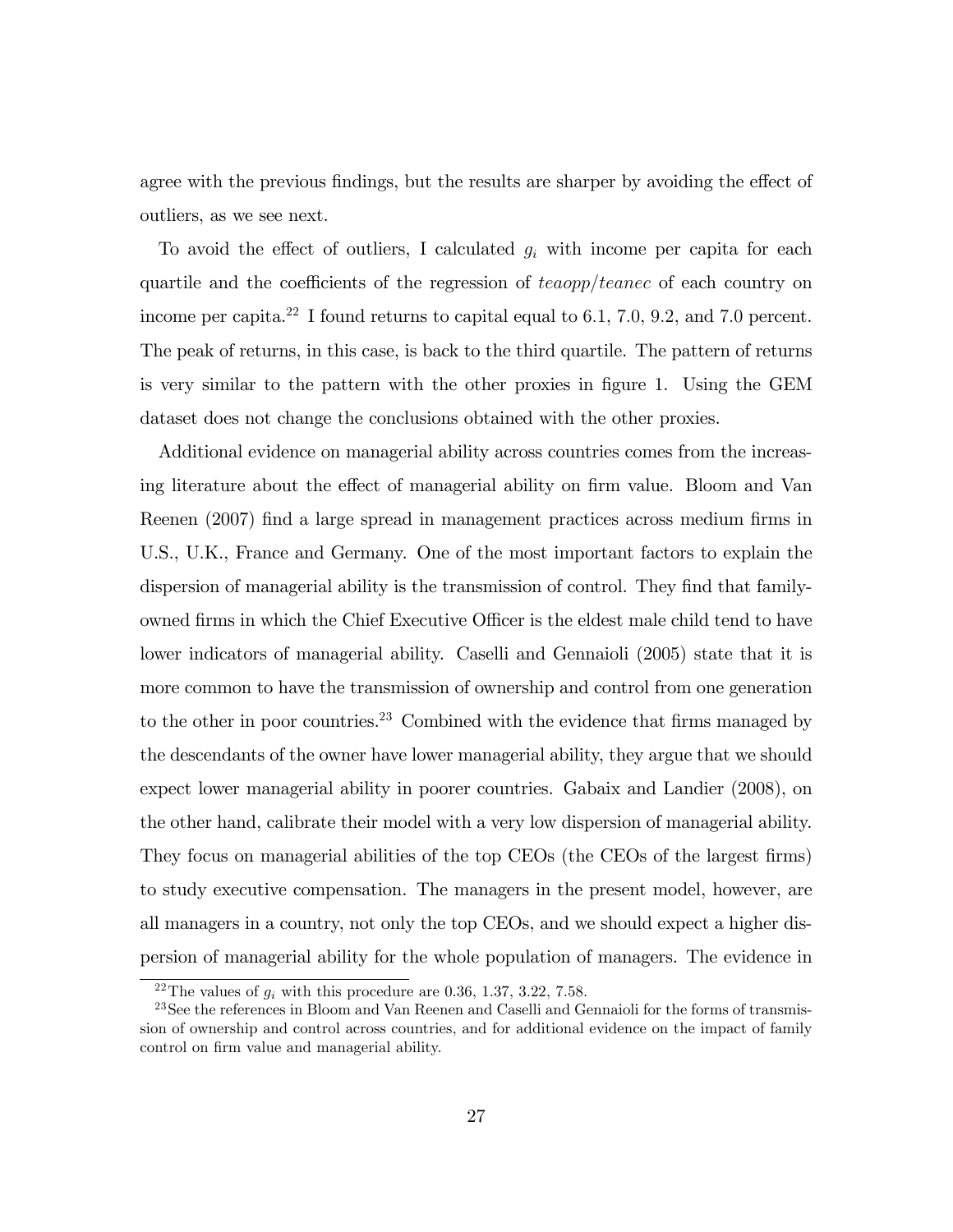agree with the previous findings, but the results are sharper by avoiding the effect of outliers, as we see next.

To avoid the effect of outliers, I calculated $g_i$ with income per capita for each quartile and the coefficients of the regression of *teaopp*/*teanec* of each country on income per capita.[22] I found returns to capital equal to 6.1, 7.0, 9.2, and 7.0 percent. The peak of returns, in this case, is back to the third quartile. The pattern of returns is very similar to the pattern with the other proxies in figure 1. Using the GEM dataset does not change the conclusions obtained with the other proxies.

Additional evidence on managerial ability across countries comes from the increasing literature about the effect of managerial ability on firm value. Bloom and Van Reenen (2007) find a large spread in management practices across medium firms in U.S., U.K., France and Germany. One of the most important factors to explain the dispersion of managerial ability is the transmission of control. They find that family-owned firms in which the Chief Executive Officer is the eldest male child tend to have lower indicators of managerial ability. Caselli and Gennaioli (2005) state that it is more common to have the transmission of ownership and control from one generation to the other in poor countries.[23] Combined with the evidence that firms managed by the descendants of the owner have lower managerial ability, they argue that we should expect lower managerial ability in poorer countries. Gabaix and Landier (2008), on the other hand, calibrate their model with a very low dispersion of managerial ability. They focus on managerial abilities of the top CEOs (the CEOs of the largest firms) to study executive compensation. The managers in the present model, however, are all managers in a country, not only the top CEOs, and we should expect a higher dispersion of managerial ability for the whole population of managers. The evidence in

[22] The values of $g_i$ with this procedure are 0.36, 1.37, 3.22, 7.58.

[23] See the references in Bloom and Van Reenen and Caselli and Gennaioli for the forms of transmission of ownership and control across countries, and for additional evidence on the impact of family control on firm value and managerial ability.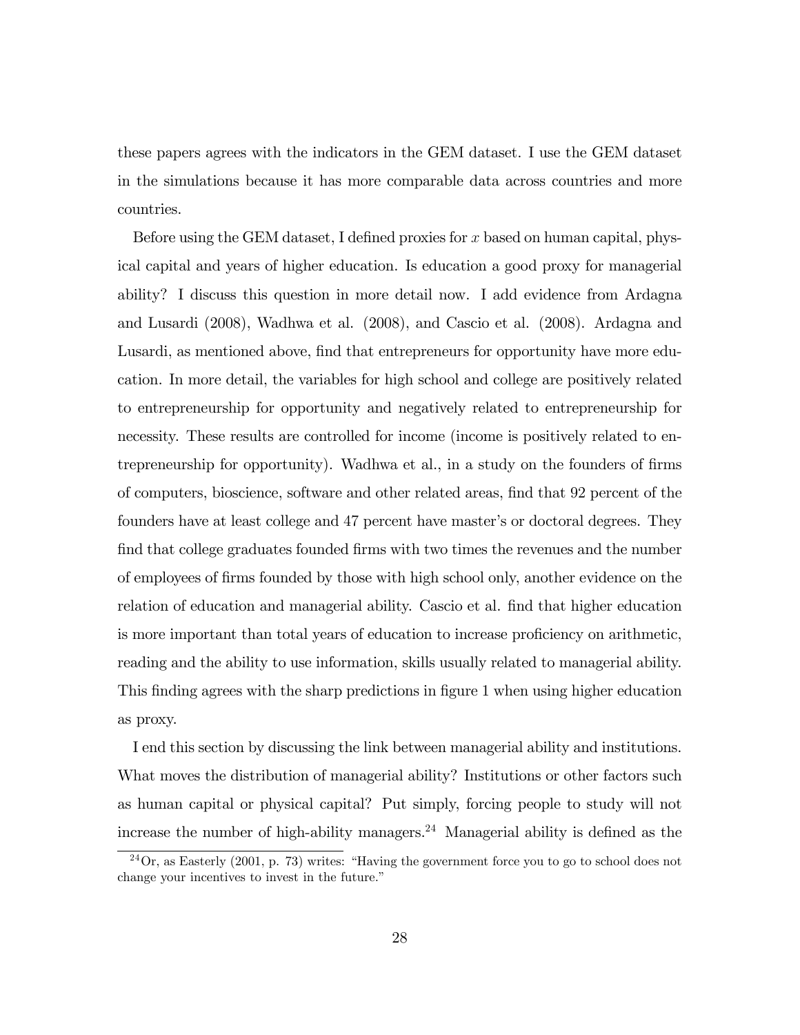these papers agrees with the indicators in the GEM dataset. I use the GEM dataset in the simulations because it has more comparable data across countries and more countries.

Before using the GEM dataset, I defined proxies for $x$ based on human capital, physical capital and years of higher education. Is education a good proxy for managerial ability? I discuss this question in more detail now. I add evidence from Ardagna and Lusardi (2008), Wadhwa et al. (2008), and Cascio et al. (2008). Ardagna and Lusardi, as mentioned above, find that entrepreneurs for opportunity have more education. In more detail, the variables for high school and college are positively related to entrepreneurship for opportunity and negatively related to entrepreneurship for necessity. These results are controlled for income (income is positively related to entrepreneurship for opportunity). Wadhwa et al., in a study on the founders of firms of computers, bioscience, software and other related areas, find that 92 percent of the founders have at least college and 47 percent have master's or doctoral degrees. They find that college graduates founded firms with two times the revenues and the number of employees of firms founded by those with high school only, another evidence on the relation of education and managerial ability. Cascio et al. find that higher education is more important than total years of education to increase proficiency on arithmetic, reading and the ability to use information, skills usually related to managerial ability. This finding agrees with the sharp predictions in figure 1 when using higher education as proxy.

I end this section by discussing the link between managerial ability and institutions. What moves the distribution of managerial ability? Institutions or other factors such as human capital or physical capital? Put simply, forcing people to study will not increase the number of high-ability managers.[24] Managerial ability is defined as the

[24] Or, as Easterly (2001, p. 73) writes: "Having the government force you to go to school does not change your incentives to invest in the future."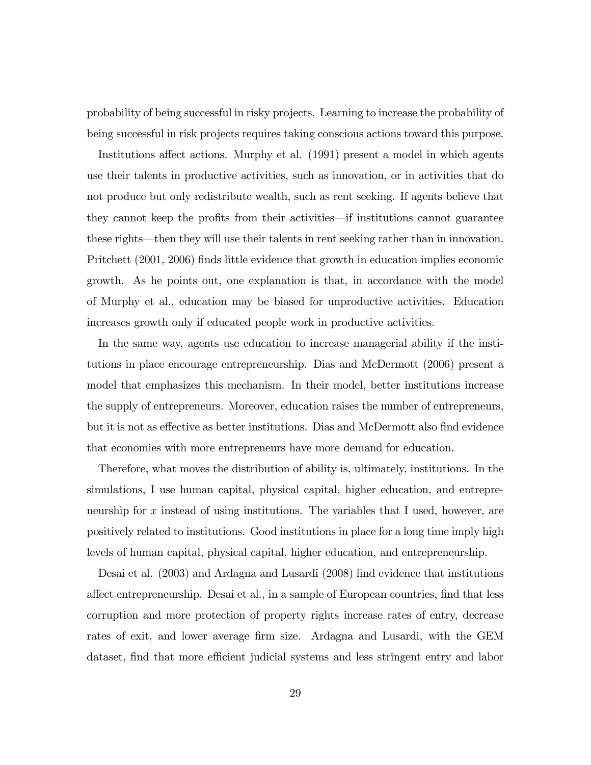probability of being successful in risky projects. Learning to increase the probability of being successful in risk projects requires taking conscious actions toward this purpose.

Institutions affect actions. Murphy et al. (1991) present a model in which agents use their talents in productive activities, such as innovation, or in activities that do not produce but only redistribute wealth, such as rent seeking. If agents believe that they cannot keep the profits from their activities—if institutions cannot guarantee these rights—then they will use their talents in rent seeking rather than in innovation. Pritchett (2001, 2006) finds little evidence that growth in education implies economic growth. As he points out, one explanation is that, in accordance with the model of Murphy et al., education may be biased for unproductive activities. Education increases growth only if educated people work in productive activities.

In the same way, agents use education to increase managerial ability if the institutions in place encourage entrepreneurship. Dias and McDermott (2006) present a model that emphasizes this mechanism. In their model, better institutions increase the supply of entrepreneurs. Moreover, education raises the number of entrepreneurs, but it is not as effective as better institutions. Dias and McDermott also find evidence that economies with more entrepreneurs have more demand for education.

Therefore, what moves the distribution of ability is, ultimately, institutions. In the simulations, I use human capital, physical capital, higher education, and entrepreneurship for $x$ instead of using institutions. The variables that I used, however, are positively related to institutions. Good institutions in place for a long time imply high levels of human capital, physical capital, higher education, and entrepreneurship.

Desai et al. (2003) and Ardagna and Lusardi (2008) find evidence that institutions affect entrepreneurship. Desai et al., in a sample of European countries, find that less corruption and more protection of property rights increase rates of entry, decrease rates of exit, and lower average firm size. Ardagna and Lusardi, with the GEM dataset, find that more efficient judicial systems and less stringent entry and labor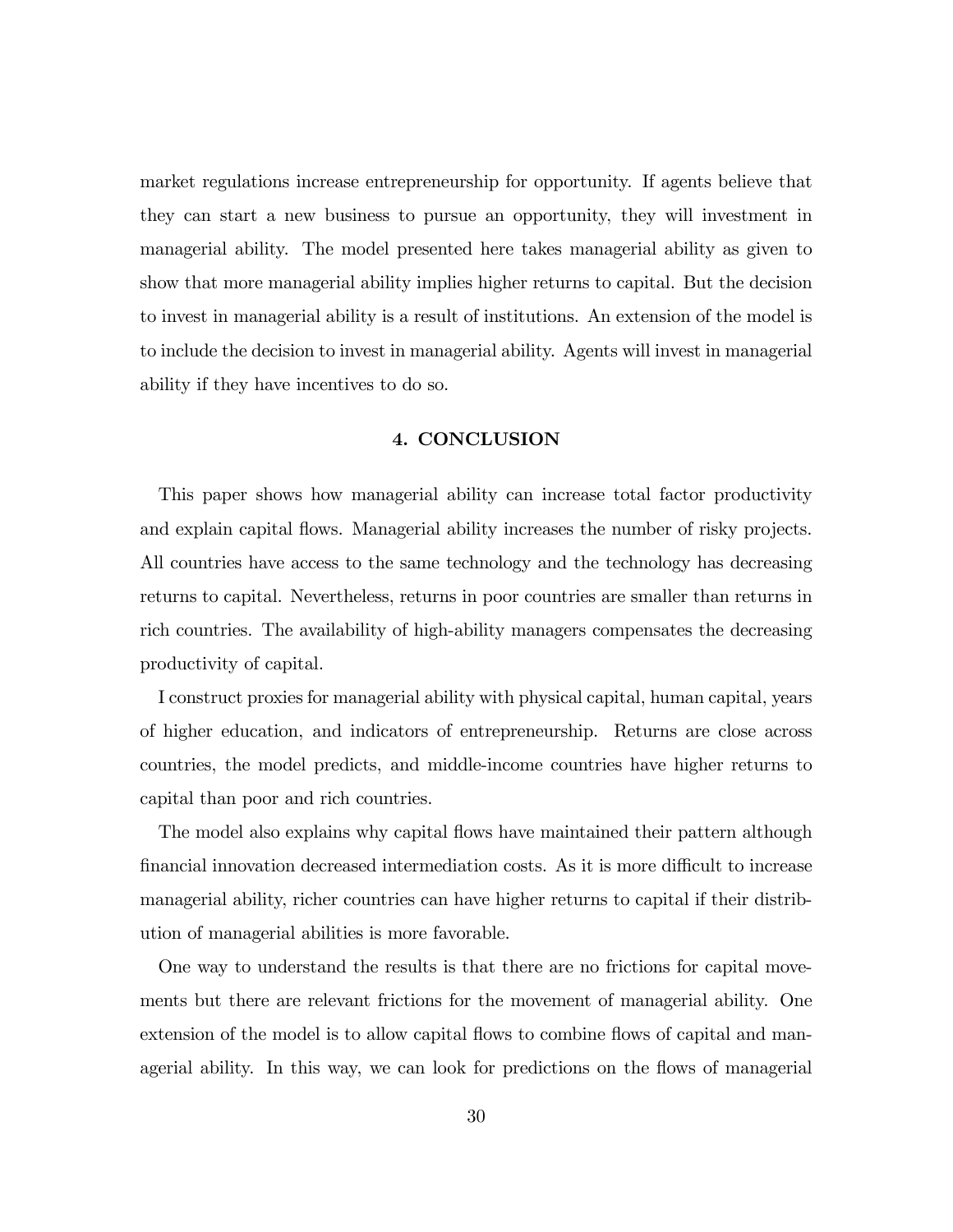market regulations increase entrepreneurship for opportunity. If agents believe that they can start a new business to pursue an opportunity, they will investment in managerial ability. The model presented here takes managerial ability as given to show that more managerial ability implies higher returns to capital. But the decision to invest in managerial ability is a result of institutions. An extension of the model is to include the decision to invest in managerial ability. Agents will invest in managerial ability if they have incentives to do so.

## 4. CONCLUSION

This paper shows how managerial ability can increase total factor productivity and explain capital flows. Managerial ability increases the number of risky projects. All countries have access to the same technology and the technology has decreasing returns to capital. Nevertheless, returns in poor countries are smaller than returns in rich countries. The availability of high-ability managers compensates the decreasing productivity of capital.

I construct proxies for managerial ability with physical capital, human capital, years of higher education, and indicators of entrepreneurship. Returns are close across countries, the model predicts, and middle-income countries have higher returns to capital than poor and rich countries.

The model also explains why capital flows have maintained their pattern although financial innovation decreased intermediation costs. As it is more difficult to increase managerial ability, richer countries can have higher returns to capital if their distribution of managerial abilities is more favorable.

One way to understand the results is that there are no frictions for capital movements but there are relevant frictions for the movement of managerial ability. One extension of the model is to allow capital flows to combine flows of capital and managerial ability. In this way, we can look for predictions on the flows of managerial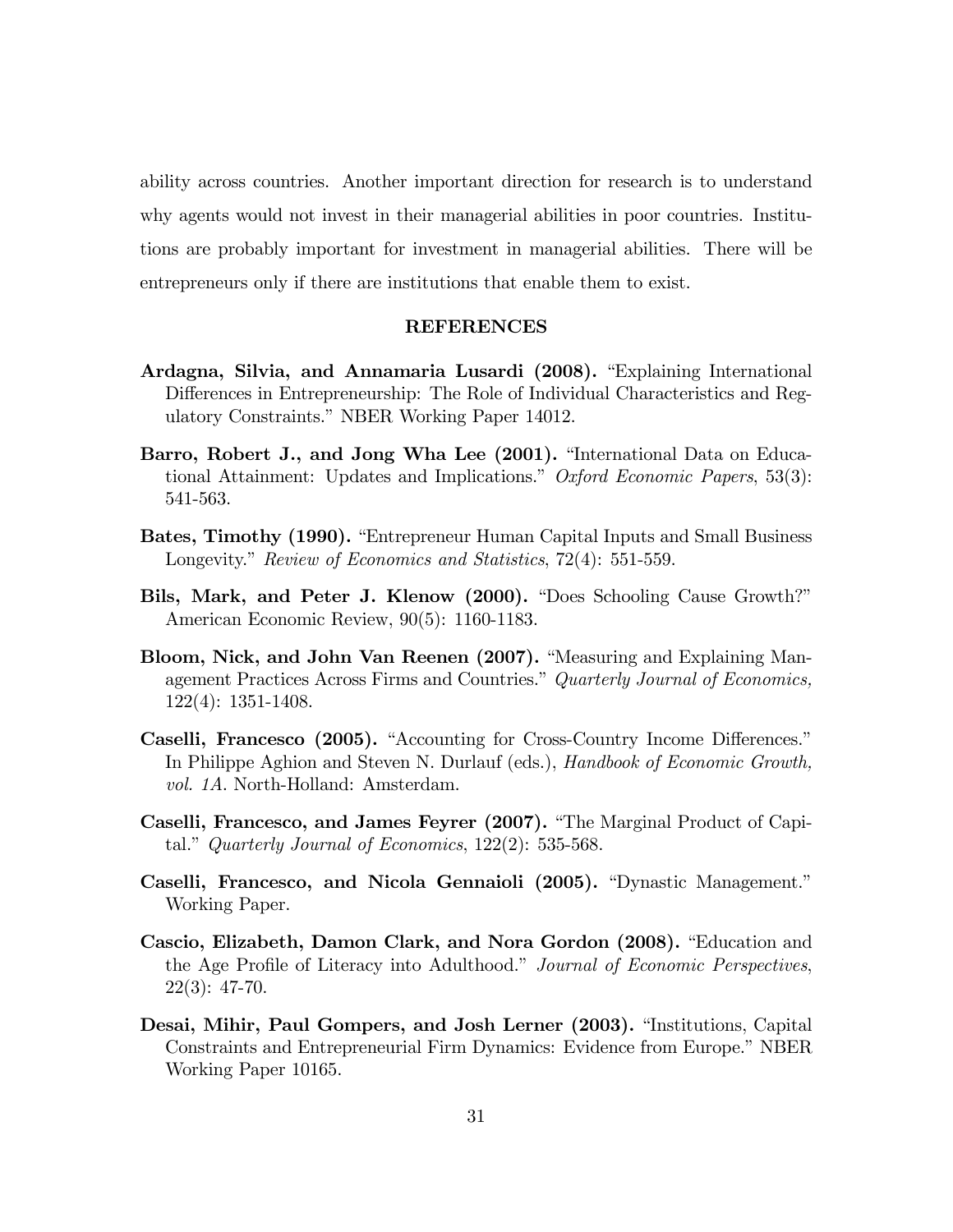ability across countries. Another important direction for research is to understand why agents would not invest in their managerial abilities in poor countries. Institutions are probably important for investment in managerial abilities. There will be entrepreneurs only if there are institutions that enable them to exist.

## REFERENCES

**Ardagna, Silvia, and Annamaria Lusardi (2008).** "Explaining International Differences in Entrepreneurship: The Role of Individual Characteristics and Regulatory Constraints." NBER Working Paper 14012.

**Barro, Robert J., and Jong Wha Lee (2001).** "International Data on Educational Attainment: Updates and Implications." *Oxford Economic Papers*, 53(3): 541-563.

**Bates, Timothy (1990).** "Entrepreneur Human Capital Inputs and Small Business Longevity." *Review of Economics and Statistics*, 72(4): 551-559.

**Bils, Mark, and Peter J. Klenow (2000).** "Does Schooling Cause Growth?" American Economic Review, 90(5): 1160-1183.

**Bloom, Nick, and John Van Reenen (2007).** "Measuring and Explaining Management Practices Across Firms and Countries." *Quarterly Journal of Economics,* 122(4): 1351-1408.

**Caselli, Francesco (2005).** "Accounting for Cross-Country Income Differences." In Philippe Aghion and Steven N. Durlauf (eds.), *Handbook of Economic Growth, vol. 1A*. North-Holland: Amsterdam.

**Caselli, Francesco, and James Feyrer (2007).** "The Marginal Product of Capital." *Quarterly Journal of Economics*, 122(2): 535-568.

**Caselli, Francesco, and Nicola Gennaioli (2005).** "Dynastic Management." Working Paper.

**Cascio, Elizabeth, Damon Clark, and Nora Gordon (2008).** "Education and the Age Profile of Literacy into Adulthood." *Journal of Economic Perspectives*, 22(3): 47-70.

**Desai, Mihir, Paul Gompers, and Josh Lerner (2003).** "Institutions, Capital Constraints and Entrepreneurial Firm Dynamics: Evidence from Europe." NBER Working Paper 10165.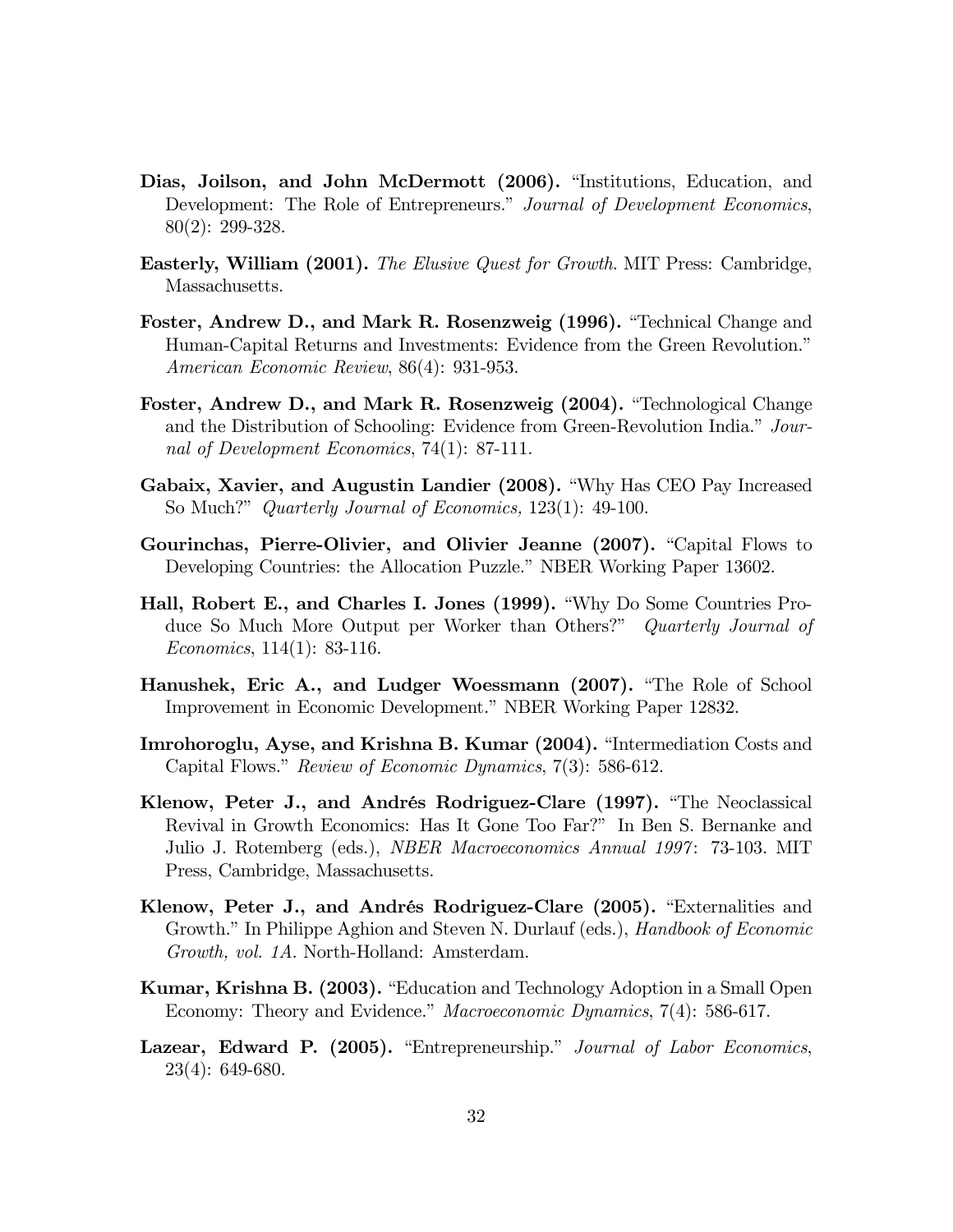**Dias, Joilson, and John McDermott (2006).** "Institutions, Education, and Development: The Role of Entrepreneurs." *Journal of Development Economics*, 80(2): 299-328.

**Easterly, William (2001).** *The Elusive Quest for Growth*. MIT Press: Cambridge, Massachusetts.

**Foster, Andrew D., and Mark R. Rosenzweig (1996).** "Technical Change and Human-Capital Returns and Investments: Evidence from the Green Revolution." *American Economic Review*, 86(4): 931-953.

**Foster, Andrew D., and Mark R. Rosenzweig (2004).** "Technological Change and the Distribution of Schooling: Evidence from Green-Revolution India." *Journal of Development Economics*, 74(1): 87-111.

**Gabaix, Xavier, and Augustin Landier (2008).** "Why Has CEO Pay Increased So Much?" *Quarterly Journal of Economics,* 123(1): 49-100.

**Gourinchas, Pierre-Olivier, and Olivier Jeanne (2007).** "Capital Flows to Developing Countries: the Allocation Puzzle." NBER Working Paper 13602.

**Hall, Robert E., and Charles I. Jones (1999).** "Why Do Some Countries Produce So Much More Output per Worker than Others?" *Quarterly Journal of Economics*, 114(1): 83-116.

**Hanushek, Eric A., and Ludger Woessmann (2007).** "The Role of School Improvement in Economic Development." NBER Working Paper 12832.

**Imrohoroglu, Ayse, and Krishna B. Kumar (2004).** "Intermediation Costs and Capital Flows." *Review of Economic Dynamics*, 7(3): 586-612.

**Klenow, Peter J., and Andrés Rodriguez-Clare (1997).** "The Neoclassical Revival in Growth Economics: Has It Gone Too Far?" In Ben S. Bernanke and Julio J. Rotemberg (eds.), *NBER Macroeconomics Annual 1997*: 73-103. MIT Press, Cambridge, Massachusetts.

**Klenow, Peter J., and Andrés Rodriguez-Clare (2005).** "Externalities and Growth." In Philippe Aghion and Steven N. Durlauf (eds.), *Handbook of Economic Growth, vol. 1A*. North-Holland: Amsterdam.

**Kumar, Krishna B. (2003).** "Education and Technology Adoption in a Small Open Economy: Theory and Evidence." *Macroeconomic Dynamics*, 7(4): 586-617.

**Lazear, Edward P. (2005).** "Entrepreneurship." *Journal of Labor Economics*, 23(4): 649-680.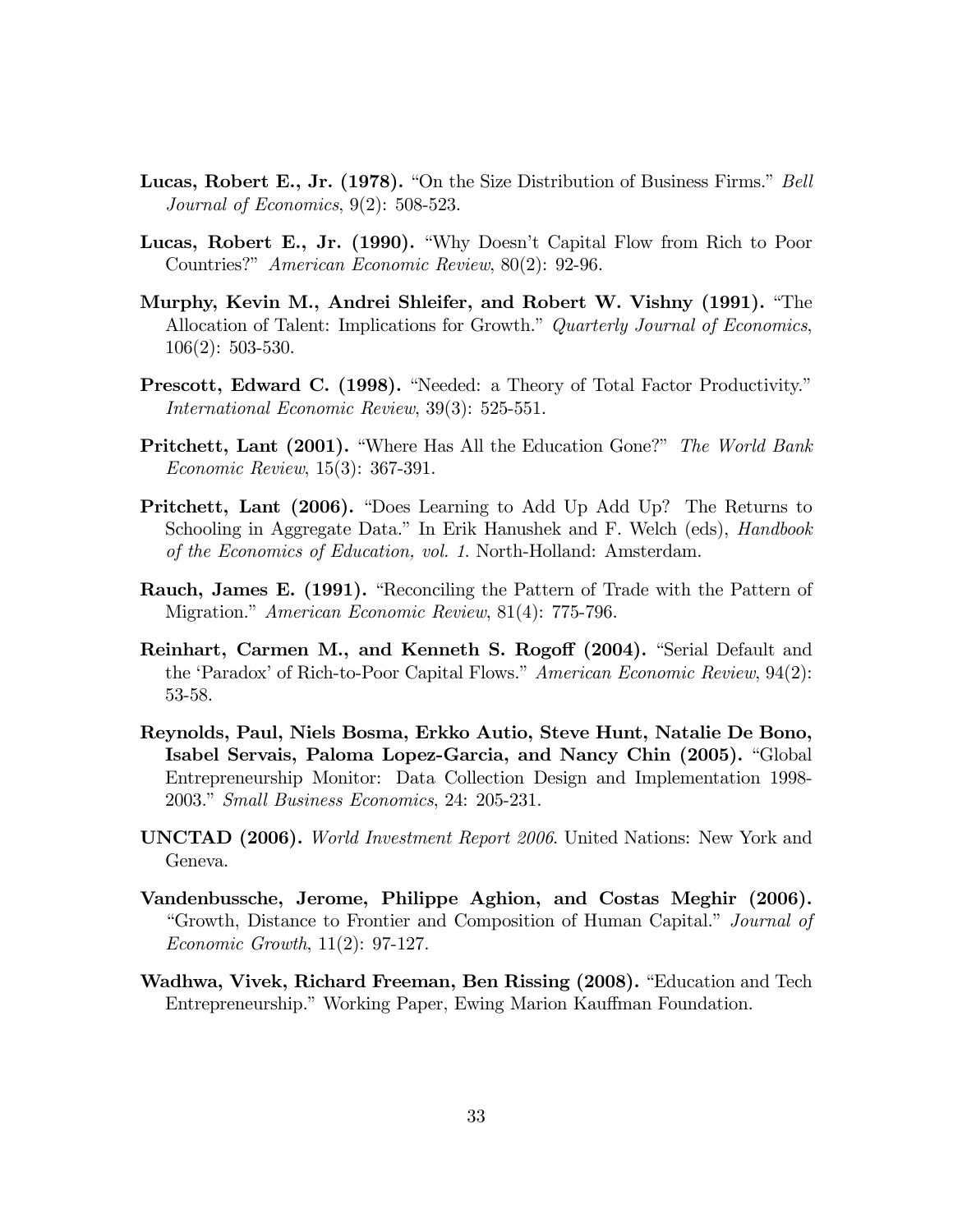**Lucas, Robert E., Jr. (1978).** "On the Size Distribution of Business Firms." *Bell Journal of Economics*, 9(2): 508-523.

**Lucas, Robert E., Jr. (1990).** "Why Doesn't Capital Flow from Rich to Poor Countries?" *American Economic Review*, 80(2): 92-96.

**Murphy, Kevin M., Andrei Shleifer, and Robert W. Vishny (1991).** "The Allocation of Talent: Implications for Growth." *Quarterly Journal of Economics*, 106(2): 503-530.

**Prescott, Edward C. (1998).** "Needed: a Theory of Total Factor Productivity." *International Economic Review*, 39(3): 525-551.

**Pritchett, Lant (2001).** "Where Has All the Education Gone?" *The World Bank Economic Review*, 15(3): 367-391.

**Pritchett, Lant (2006).** "Does Learning to Add Up Add Up? The Returns to Schooling in Aggregate Data." In Erik Hanushek and F. Welch (eds), *Handbook of the Economics of Education, vol. 1.* North-Holland: Amsterdam.

**Rauch, James E. (1991).** "Reconciling the Pattern of Trade with the Pattern of Migration." *American Economic Review*, 81(4): 775-796.

**Reinhart, Carmen M., and Kenneth S. Rogoff (2004).** "Serial Default and the 'Paradox' of Rich-to-Poor Capital Flows." *American Economic Review*, 94(2): 53-58.

**Reynolds, Paul, Niels Bosma, Erkko Autio, Steve Hunt, Natalie De Bono, Isabel Servais, Paloma Lopez-Garcia, and Nancy Chin (2005).** "Global Entrepreneurship Monitor: Data Collection Design and Implementation 1998-2003." *Small Business Economics*, 24: 205-231.

**UNCTAD (2006).** *World Investment Report 2006*. United Nations: New York and Geneva.

**Vandenbussche, Jerome, Philippe Aghion, and Costas Meghir (2006).** "Growth, Distance to Frontier and Composition of Human Capital." *Journal of Economic Growth*, 11(2): 97-127.

**Wadhwa, Vivek, Richard Freeman, Ben Rissing (2008).** "Education and Tech Entrepreneurship." Working Paper, Ewing Marion Kauffman Foundation.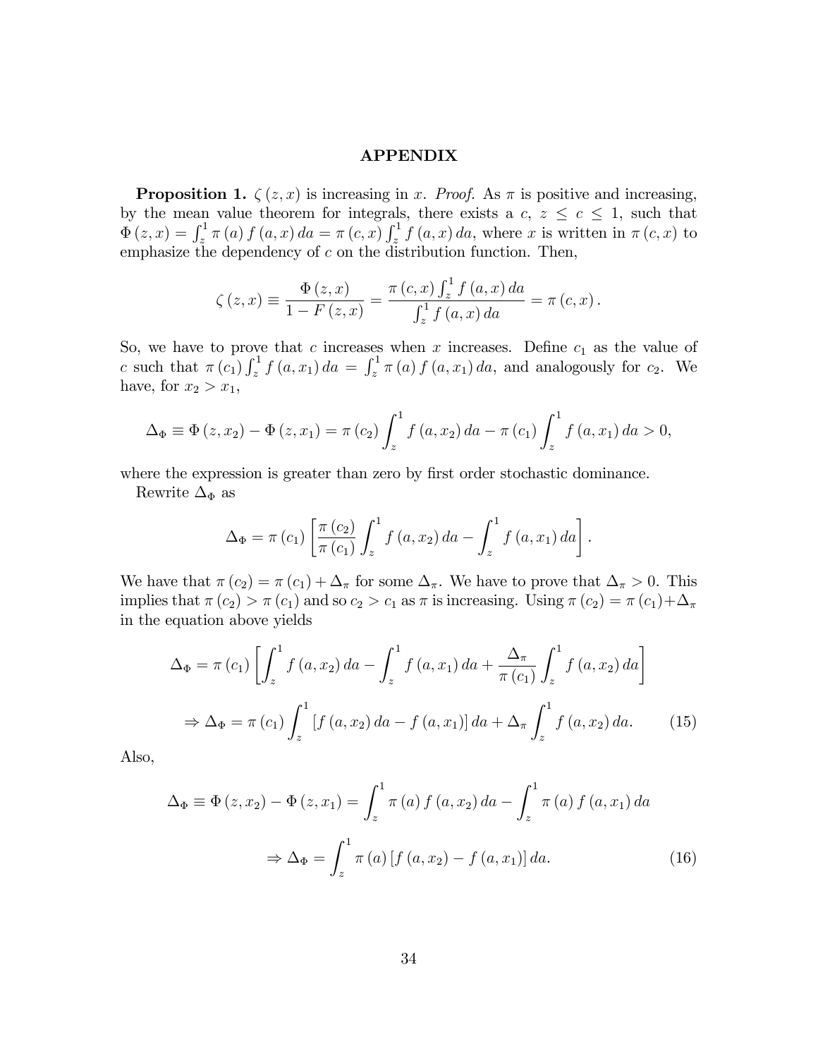# APPENDIX

**Proposition 1.** $\zeta(z,x)$ is increasing in $x$. *Proof.* As $\pi$ is positive and increasing, by the mean value theorem for integrals, there exists a $c$, $z \leq c \leq 1$, such that $\Phi(z,x) = \int_z^1 \pi(a) f(a,x)\, da = \pi(c,x) \int_z^1 f(a,x)\, da$, where $x$ is written in $\pi(c,x)$ to emphasize the dependency of $c$ on the distribution function. Then,

$$\zeta(z,x) \equiv \frac{\Phi(z,x)}{1-F(z,x)} = \frac{\pi(c,x)\int_z^1 f(a,x)\, da}{\int_z^1 f(a,x)\, da} = \pi(c,x).$$

So, we have to prove that $c$ increases when $x$ increases. Define $c_1$ as the value of $c$ such that $\pi(c_1)\int_z^1 f(a,x_1)\, da = \int_z^1 \pi(a) f(a,x_1)\, da$, and analogously for $c_2$. We have, for $x_2 > x_1$,

$$\Delta_\Phi \equiv \Phi(z,x_2) - \Phi(z,x_1) = \pi(c_2)\int_z^1 f(a,x_2)\, da - \pi(c_1)\int_z^1 f(a,x_1)\, da > 0,$$

where the expression is greater than zero by first order stochastic dominance.

Rewrite $\Delta_\Phi$ as

$$\Delta_\Phi = \pi(c_1)\left[\frac{\pi(c_2)}{\pi(c_1)}\int_z^1 f(a,x_2)\, da - \int_z^1 f(a,x_1)\, da\right].$$

We have that $\pi(c_2) = \pi(c_1) + \Delta_\pi$ for some $\Delta_\pi$. We have to prove that $\Delta_\pi > 0$. This implies that $\pi(c_2) > \pi(c_1)$ and so $c_2 > c_1$ as $\pi$ is increasing. Using $\pi(c_2) = \pi(c_1) + \Delta_\pi$ in the equation above yields

$$\Delta_\Phi = \pi(c_1)\left[\int_z^1 f(a,x_2)\, da - \int_z^1 f(a,x_1)\, da + \frac{\Delta_\pi}{\pi(c_1)}\int_z^1 f(a,x_2)\, da\right]$$

$$\Rightarrow \Delta_\Phi = \pi(c_1)\int_z^1 \left[f(a,x_2)\, da - f(a,x_1)\right] da + \Delta_\pi \int_z^1 f(a,x_2)\, da. \tag{15}$$

Also,

$$\Delta_\Phi \equiv \Phi(z,x_2) - \Phi(z,x_1) = \int_z^1 \pi(a) f(a,x_2)\, da - \int_z^1 \pi(a) f(a,x_1)\, da$$

$$\Rightarrow \Delta_\Phi = \int_z^1 \pi(a)\left[f(a,x_2) - f(a,x_1)\right] da. \tag{16}$$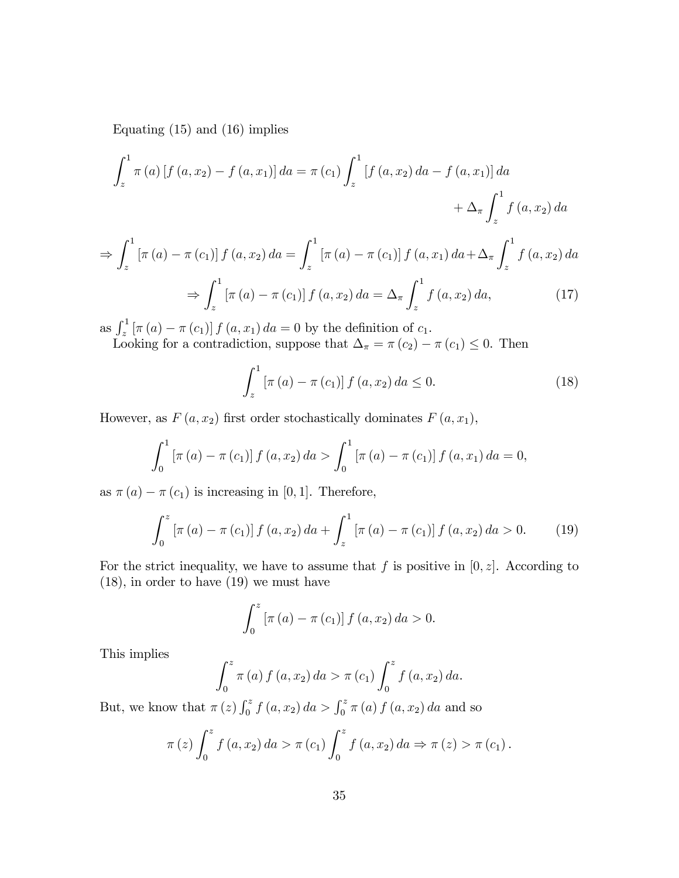Equating (15) and (16) implies

$$\int_z^1 \pi(a)\left[f(a,x_2) - f(a,x_1)\right] da = \pi(c_1)\int_z^1 \left[f(a,x_2)\,da - f(a,x_1)\right] da + \Delta_\pi \int_z^1 f(a,x_2)\,da$$

$$\Rightarrow \int_z^1 \left[\pi(a) - \pi(c_1)\right] f(a,x_2)\,da = \int_z^1 \left[\pi(a) - \pi(c_1)\right] f(a,x_1)\,da + \Delta_\pi \int_z^1 f(a,x_2)\,da$$

$$\Rightarrow \int_z^1 \left[\pi(a) - \pi(c_1)\right] f(a,x_2)\,da = \Delta_\pi \int_z^1 f(a,x_2)\,da, \tag{17}$$

as $\int_z^1 \left[\pi(a) - \pi(c_1)\right] f(a,x_1)\,da = 0$ by the definition of $c_1$.

Looking for a contradiction, suppose that $\Delta_\pi = \pi(c_2) - \pi(c_1) \leq 0$. Then

$$\int_z^1 \left[\pi(a) - \pi(c_1)\right] f(a,x_2)\,da \leq 0. \tag{18}$$

However, as $F(a,x_2)$ first order stochastically dominates $F(a,x_1)$,

$$\int_0^1 \left[\pi(a) - \pi(c_1)\right] f(a,x_2)\,da > \int_0^1 \left[\pi(a) - \pi(c_1)\right] f(a,x_1)\,da = 0,$$

as $\pi(a) - \pi(c_1)$ is increasing in $[0,1]$. Therefore,

$$\int_0^z \left[\pi(a) - \pi(c_1)\right] f(a,x_2)\,da + \int_z^1 \left[\pi(a) - \pi(c_1)\right] f(a,x_2)\,da > 0. \tag{19}$$

For the strict inequality, we have to assume that $f$ is positive in $[0,z]$. According to (18), in order to have (19) we must have

$$\int_0^z \left[\pi(a) - \pi(c_1)\right] f(a,x_2)\,da > 0.$$

This implies

$$\int_0^z \pi(a) f(a,x_2)\,da > \pi(c_1)\int_0^z f(a,x_2)\,da.$$

But, we know that $\pi(z)\int_0^z f(a,x_2)\,da > \int_0^z \pi(a) f(a,x_2)\,da$ and so

$$\pi(z)\int_0^z f(a,x_2)\,da > \pi(c_1)\int_0^z f(a,x_2)\,da \Rightarrow \pi(z) > \pi(c_1).$$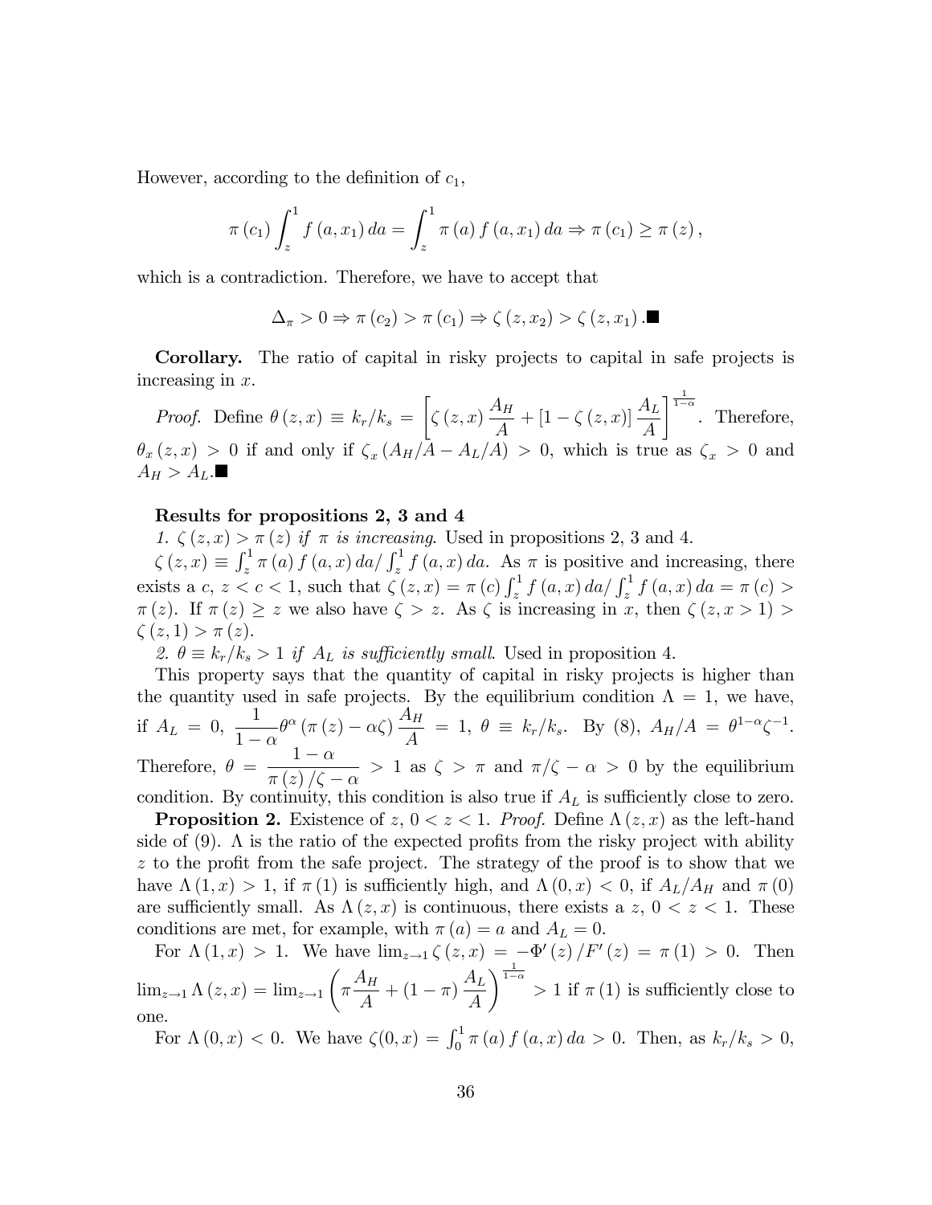However, according to the definition of $c_1$,

$$\pi(c_1)\int_z^1 f(a,x_1)\,da = \int_z^1 \pi(a) f(a,x_1)\,da \Rightarrow \pi(c_1) \geq \pi(z),$$

which is a contradiction. Therefore, we have to accept that

$$\Delta_\pi > 0 \Rightarrow \pi(c_2) > \pi(c_1) \Rightarrow \zeta(z,x_2) > \zeta(z,x_1).\blacksquare$$

**Corollary.** The ratio of capital in risky projects to capital in safe projects is increasing in $x$.

*Proof.* Define $\theta(z,x) \equiv k_r/k_s = \left[\zeta(z,x)\frac{A_H}{A} + [1-\zeta(z,x)]\frac{A_L}{A}\right]^{\frac{1}{1-\alpha}}$. Therefore, $\theta_x(z,x) > 0$ if and only if $\zeta_x(A_H/A - A_L/A) > 0$, which is true as $\zeta_x > 0$ and $A_H > A_L$.$\blacksquare$

**Results for propositions 2, 3 and 4**

*1. $\zeta(z,x) > \pi(z)$ if $\pi$ is increasing.* Used in propositions 2, 3 and 4.

$\zeta(z,x) \equiv \int_z^1 \pi(a) f(a,x)\,da / \int_z^1 f(a,x)\,da$. As $\pi$ is positive and increasing, there exists a $c$, $z < c < 1$, such that $\zeta(z,x) = \pi(c)\int_z^1 f(a,x)\,da / \int_z^1 f(a,x)\,da = \pi(c) > \pi(z)$. If $\pi(z) \geq z$ we also have $\zeta > z$. As $\zeta$ is increasing in $x$, then $\zeta(z, x>1) > \zeta(z,1) > \pi(z)$.

*2. $\theta \equiv k_r/k_s > 1$ if $A_L$ is sufficiently small.* Used in proposition 4.

This property says that the quantity of capital in risky projects is higher than the quantity used in safe projects. By the equilibrium condition $\Lambda = 1$, we have, if $A_L = 0$, $\frac{1}{1-\alpha}\theta^\alpha(\pi(z) - \alpha\zeta)\frac{A_H}{A} = 1$, $\theta \equiv k_r/k_s$. By (8), $A_H/A = \theta^{1-\alpha}\zeta^{-1}$. Therefore, $\theta = \frac{1-\alpha}{\pi(z)/\zeta - \alpha} > 1$ as $\zeta > \pi$ and $\pi/\zeta - \alpha > 0$ by the equilibrium condition. By continuity, this condition is also true if $A_L$ is sufficiently close to zero.

**Proposition 2.** Existence of $z$, $0 < z < 1$. *Proof.* Define $\Lambda(z,x)$ as the left-hand side of (9). $\Lambda$ is the ratio of the expected profits from the risky project with ability $z$ to the profit from the safe project. The strategy of the proof is to show that we have $\Lambda(1,x) > 1$, if $\pi(1)$ is sufficiently high, and $\Lambda(0,x) < 0$, if $A_L/A_H$ and $\pi(0)$ are sufficiently small. As $\Lambda(z,x)$ is continuous, there exists a $z$, $0 < z < 1$. These conditions are met, for example, with $\pi(a) = a$ and $A_L = 0$.

For $\Lambda(1,x) > 1$. We have $\lim_{z\to1}\zeta(z,x) = -\Phi'(z)/F'(z) = \pi(1) > 0$. Then $\lim_{z\to1}\Lambda(z,x) = \lim_{z\to1}\left(\pi\frac{A_H}{A} + (1-\pi)\frac{A_L}{A}\right)^{\frac{1}{1-\alpha}} > 1$ if $\pi(1)$ is sufficiently close to one.

For $\Lambda(0,x) < 0$. We have $\zeta(0,x) = \int_0^1 \pi(a) f(a,x)\,da > 0$. Then, as $k_r/k_s > 0$,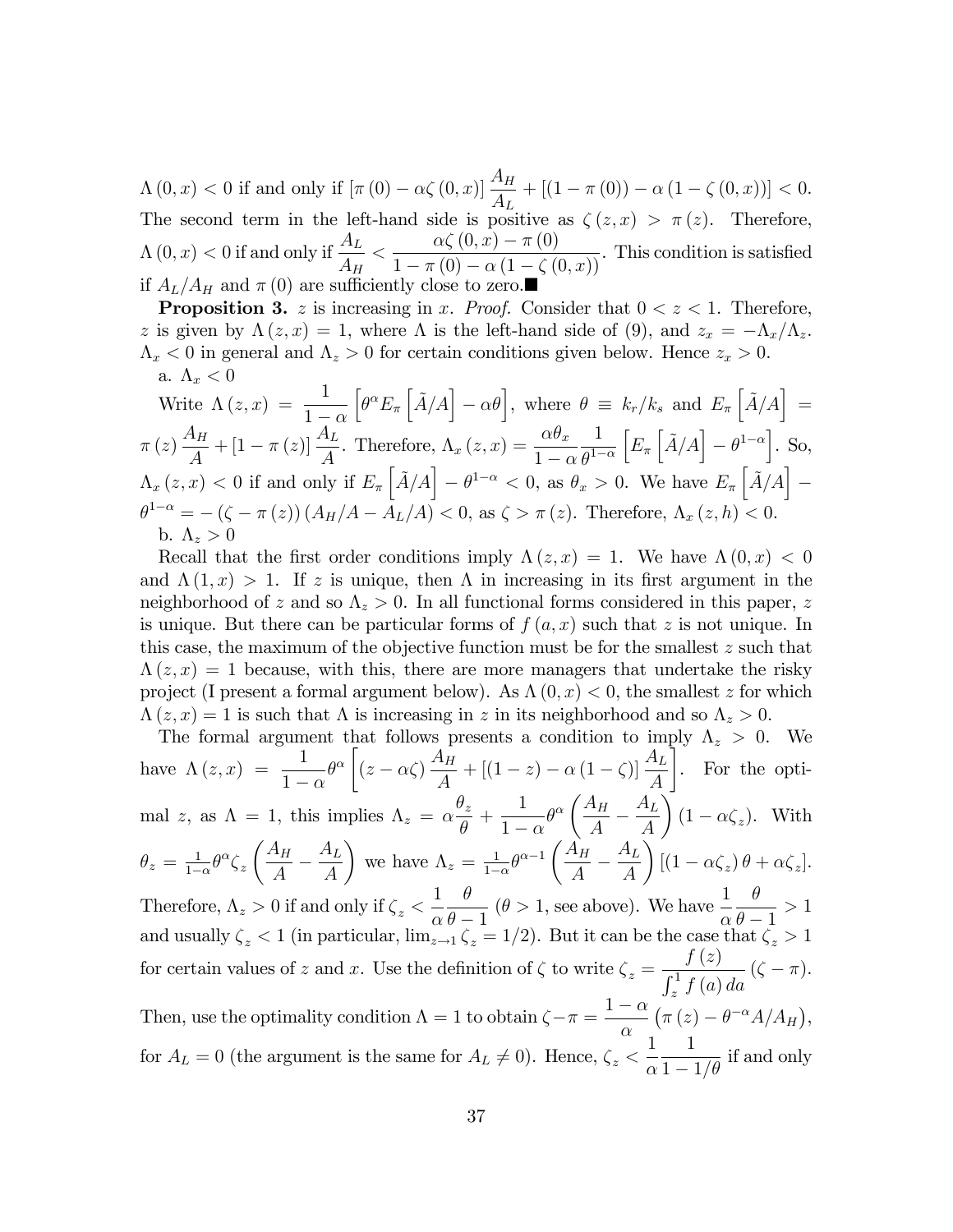$\Lambda(0,x) < 0$ if and only if $[\pi(0) - \alpha\zeta(0,x)] \dfrac{A_H}{A_L} + [(1-\pi(0)) - \alpha(1-\zeta(0,x))] < 0$. The second term in the left-hand side is positive as $\zeta(z,x) > \pi(z)$. Therefore, $\Lambda(0,x) < 0$ if and only if $\dfrac{A_L}{A_H} < \dfrac{\alpha\zeta(0,x) - \pi(0)}{1-\pi(0) - \alpha(1-\zeta(0,x))}$. This condition is satisfied if $A_L/A_H$ and $\pi(0)$ are sufficiently close to zero.■

**Proposition 3.** $z$ is increasing in $x$. *Proof.* Consider that $0 < z < 1$. Therefore, $z$ is given by $\Lambda(z,x) = 1$, where $\Lambda$ is the left-hand side of (9), and $z_x = -\Lambda_x/\Lambda_z$. $\Lambda_x < 0$ in general and $\Lambda_z > 0$ for certain conditions given below. Hence $z_x > 0$.

a. $\Lambda_x < 0$

Write $\Lambda(z,x) = \dfrac{1}{1-\alpha}\left[\theta^\alpha E_\pi\left[\tilde{A}/A\right] - \alpha\theta\right]$, where $\theta \equiv k_r/k_s$ and $E_\pi\left[\tilde{A}/A\right] = \pi(z)\dfrac{A_H}{A} + [1-\pi(z)]\dfrac{A_L}{A}$. Therefore, $\Lambda_x(z,x) = \dfrac{\alpha\theta_x}{1-\alpha}\dfrac{1}{\theta^{1-\alpha}}\left[E_\pi\left[\tilde{A}/A\right] - \theta^{1-\alpha}\right]$. So, $\Lambda_x(z,x) < 0$ if and only if $E_\pi\left[\tilde{A}/A\right] - \theta^{1-\alpha} < 0$, as $\theta_x > 0$. We have $E_\pi\left[\tilde{A}/A\right] - \theta^{1-\alpha} = -(\zeta - \pi(z))(A_H/A - A_L/A) < 0$, as $\zeta > \pi(z)$. Therefore, $\Lambda_x(z,h) < 0$.

b. $\Lambda_z > 0$

Recall that the first order conditions imply $\Lambda(z,x) = 1$. We have $\Lambda(0,x) < 0$ and $\Lambda(1,x) > 1$. If $z$ is unique, then $\Lambda$ in increasing in its first argument in the neighborhood of $z$ and so $\Lambda_z > 0$. In all functional forms considered in this paper, $z$ is unique. But there can be particular forms of $f(a,x)$ such that $z$ is not unique. In this case, the maximum of the objective function must be for the smallest $z$ such that $\Lambda(z,x) = 1$ because, with this, there are more managers that undertake the risky project (I present a formal argument below). As $\Lambda(0,x) < 0$, the smallest $z$ for which $\Lambda(z,x) = 1$ is such that $\Lambda$ is increasing in $z$ in its neighborhood and so $\Lambda_z > 0$.

The formal argument that follows presents a condition to imply $\Lambda_z > 0$. We have $\Lambda(z,x) = \dfrac{1}{1-\alpha}\theta^\alpha\left[(z-\alpha\zeta)\dfrac{A_H}{A} + [(1-z) - \alpha(1-\zeta)]\dfrac{A_L}{A}\right]$. For the optimal $z$, as $\Lambda = 1$, this implies $\Lambda_z = \alpha\dfrac{\theta_z}{\theta} + \dfrac{1}{1-\alpha}\theta^\alpha\left(\dfrac{A_H}{A} - \dfrac{A_L}{A}\right)(1-\alpha\zeta_z)$. With $\theta_z = \frac{1}{1-\alpha}\theta^\alpha\zeta_z\left(\dfrac{A_H}{A} - \dfrac{A_L}{A}\right)$ we have $\Lambda_z = \frac{1}{1-\alpha}\theta^{\alpha-1}\left(\dfrac{A_H}{A} - \dfrac{A_L}{A}\right)[(1-\alpha\zeta_z)\theta + \alpha\zeta_z]$. Therefore, $\Lambda_z > 0$ if and only if $\zeta_z < \dfrac{1}{\alpha}\dfrac{\theta}{\theta-1}$ ($\theta > 1$, see above). We have $\dfrac{1}{\alpha}\dfrac{\theta}{\theta-1} > 1$ and usually $\zeta_z < 1$ (in particular, $\lim_{z\to1}\zeta_z = 1/2$). But it can be the case that $\zeta_z > 1$ for certain values of $z$ and $x$. Use the definition of $\zeta$ to write $\zeta_z = \dfrac{f(z)}{\int_z^1 f(a)\,da}(\zeta - \pi)$. Then, use the optimality condition $\Lambda = 1$ to obtain $\zeta - \pi = \dfrac{1-\alpha}{\alpha}\left(\pi(z) - \theta^{-\alpha}A/A_H\right)$, for $A_L = 0$ (the argument is the same for $A_L \neq 0$). Hence, $\zeta_z < \dfrac{1}{\alpha}\dfrac{1}{1-1/\theta}$ if and only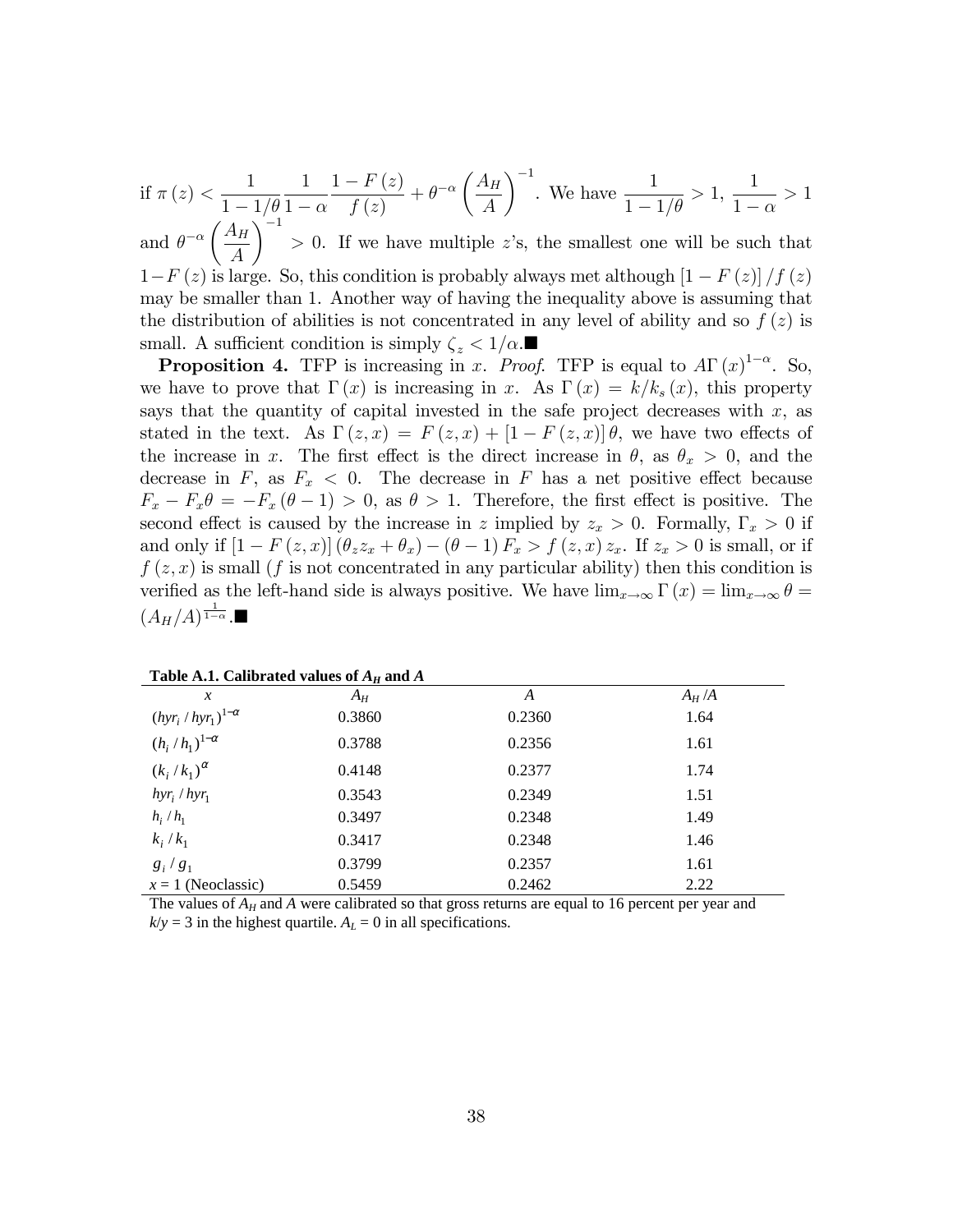if $\pi(z) < \dfrac{1}{1-1/\theta}\dfrac{1}{1-\alpha}\dfrac{1-F(z)}{f(z)} + \theta^{-\alpha}\left(\dfrac{A_H}{A}\right)^{-1}$. We have $\dfrac{1}{1-1/\theta} > 1$, $\dfrac{1}{1-\alpha} > 1$ and $\theta^{-\alpha}\left(\dfrac{A_H}{A}\right)^{-1} > 0$. If we have multiple $z$'s, the smallest one will be such that $1-F(z)$ is large. So, this condition is probably always met although $[1-F(z)]/f(z)$ may be smaller than 1. Another way of having the inequality above is assuming that the distribution of abilities is not concentrated in any level of ability and so $f(z)$ is small. A sufficient condition is simply $\zeta_z < 1/\alpha$.$\blacksquare$

**Proposition 4.** TFP is increasing in $x$. *Proof.* TFP is equal to $A\Gamma(x)^{1-\alpha}$. So, we have to prove that $\Gamma(x)$ is increasing in $x$. As $\Gamma(x) = k/k_s(x)$, this property says that the quantity of capital invested in the safe project decreases with $x$, as stated in the text. As $\Gamma(z,x) = F(z,x) + [1-F(z,x)]\theta$, we have two effects of the increase in $x$. The first effect is the direct increase in $\theta$, as $\theta_x > 0$, and the decrease in $F$, as $F_x < 0$. The decrease in $F$ has a net positive effect because $F_x - F_x\theta = -F_x(\theta - 1) > 0$, as $\theta > 1$. Therefore, the first effect is positive. The second effect is caused by the increase in $z$ implied by $z_x > 0$. Formally, $\Gamma_x > 0$ if and only if $[1-F(z,x)](\theta_z z_x + \theta_x) - (\theta-1)F_x > f(z,x)z_x$. If $z_x > 0$ is small, or if $f(z,x)$ is small ($f$ is not concentrated in any particular ability) then this condition is verified as the left-hand side is always positive. We have $\lim_{x\to\infty}\Gamma(x) = \lim_{x\to\infty}\theta = (A_H/A)^{\frac{1}{1-\alpha}}$.$\blacksquare$

**Table A.1. Calibrated values of $A_H$ and $A$**

| $x$ | $A_H$ | $A$ | $A_H/A$ |
|---|---|---|---|
| $(hyr_i/hyr_1)^{1-\alpha}$ | 0.3860 | 0.2360 | 1.64 |
| $(h_i/h_1)^{1-\alpha}$ | 0.3788 | 0.2356 | 1.61 |
| $(k_i/k_1)^{\alpha}$ | 0.4148 | 0.2377 | 1.74 |
| $hyr_i/hyr_1$ | 0.3543 | 0.2349 | 1.51 |
| $h_i/h_1$ | 0.3497 | 0.2348 | 1.49 |
| $k_i/k_1$ | 0.3417 | 0.2348 | 1.46 |
| $g_i/g_1$ | 0.3799 | 0.2357 | 1.61 |
| $x = 1$ (Neoclassic) | 0.5459 | 0.2462 | 2.22 |

The values of $A_H$ and $A$ were calibrated so that gross returns are equal to 16 percent per year and $k/y = 3$ in the highest quartile. $A_L = 0$ in all specifications.